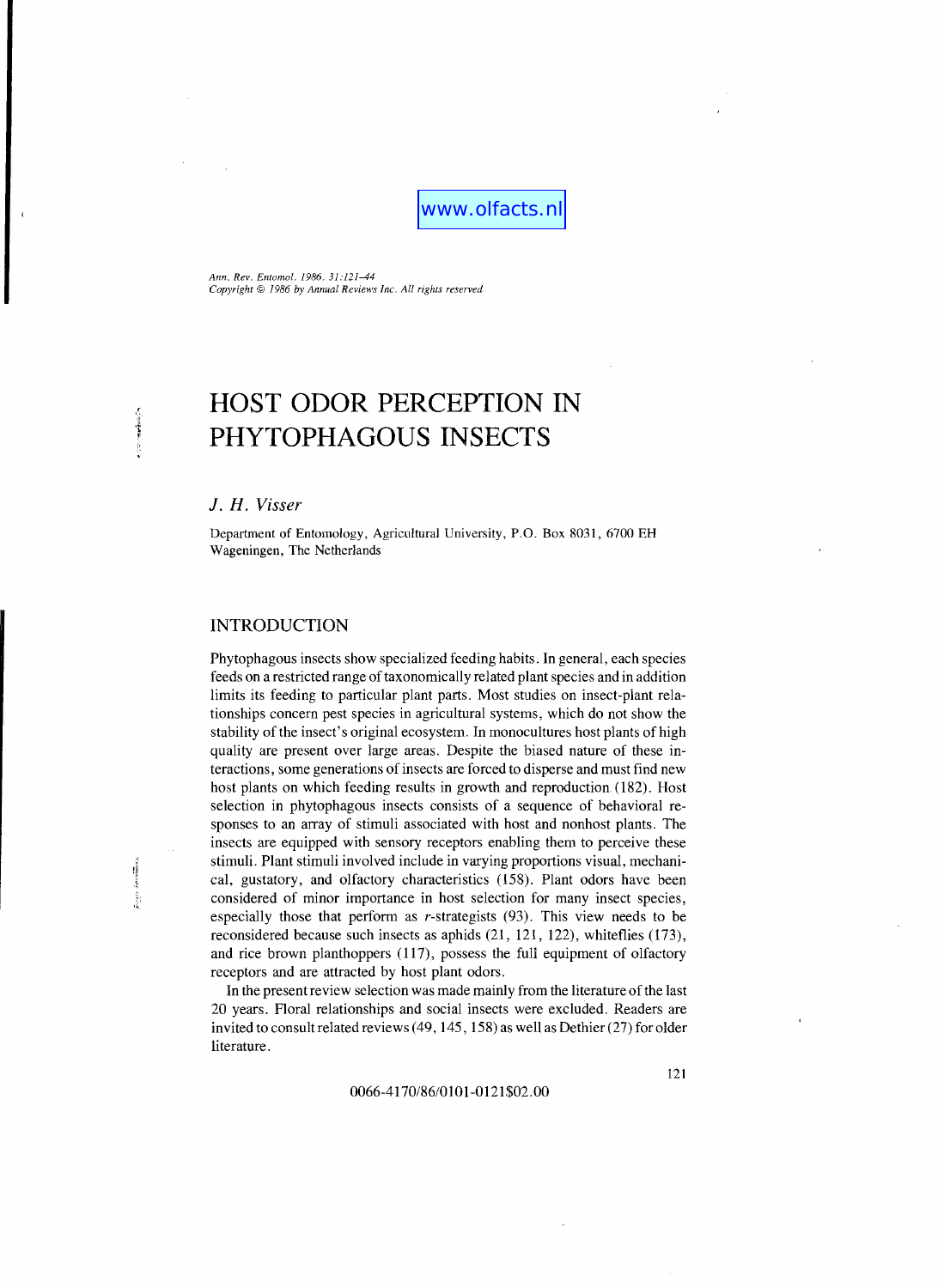www.olfacts.nl

*Ann. Rev. Entomol. 1986. 31:121–44*
*Copyright © 1986 by Annual Reviews Inc. All rights reserved*

# HOST ODOR PERCEPTION IN PHYTOPHAGOUS INSECTS

*J. H. Visser*

Department of Entomology, Agricultural University, P.O. Box 8031, 6700 EH Wageningen, The Netherlands

## INTRODUCTION

Phytophagous insects show specialized feeding habits. In general, each species feeds on a restricted range of taxonomically related plant species and in addition limits its feeding to particular plant parts. Most studies on insect-plant relationships concern pest species in agricultural systems, which do not show the stability of the insect's original ecosystem. In monocultures host plants of high quality are present over large areas. Despite the biased nature of these interactions, some generations of insects are forced to disperse and must find new host plants on which feeding results in growth and reproduction (182). Host selection in phytophagous insects consists of a sequence of behavioral responses to an array of stimuli associated with host and nonhost plants. The insects are equipped with sensory receptors enabling them to perceive these stimuli. Plant stimuli involved include in varying proportions visual, mechanical, gustatory, and olfactory characteristics (158). Plant odors have been considered of minor importance in host selection for many insect species, especially those that perform as *r*-strategists (93). This view needs to be reconsidered because such insects as aphids (21, 121, 122), whiteflies (173), and rice brown planthoppers (117), possess the full equipment of olfactory receptors and are attracted by host plant odors.

In the present review selection was made mainly from the literature of the last 20 years. Floral relationships and social insects were excluded. Readers are invited to consult related reviews (49, 145, 158) as well as Dethier (27) for older literature.

0066-4170/86/0101-0121$02.00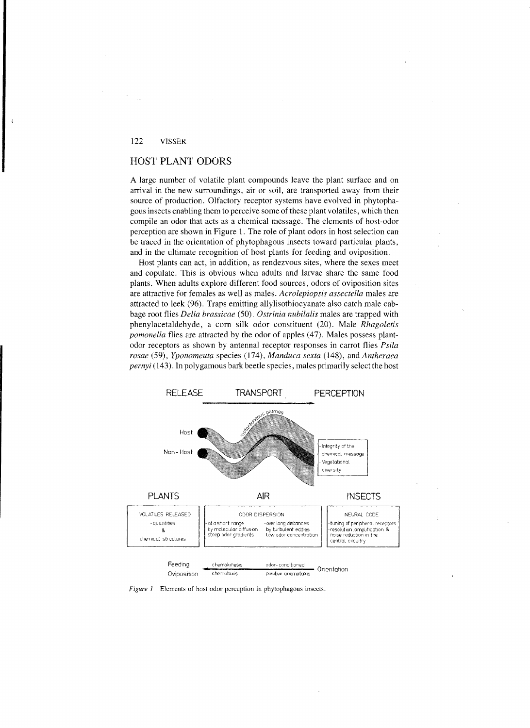## HOST PLANT ODORS

A large number of volatile plant compounds leave the plant surface and on arrival in the new surroundings, air or soil, are transported away from their source of production. Olfactory receptor systems have evolved in phytophagous insects enabling them to perceive some of these plant volatiles, which then compile an odor that acts as a chemical message. The elements of host-odor perception are shown in Figure 1. The role of plant odors in host selection can be traced in the orientation of phytophagous insects toward particular plants, and in the ultimate recognition of host plants for feeding and oviposition.

Host plants can act, in addition, as rendezvous sites, where the sexes meet and copulate. This is obvious when adults and larvae share the same food plants. When adults explore different food sources, odors of oviposition sites are attractive for females as well as males. *Acrolepiopsis assectella* males are attracted to leek (96). Traps emitting allylisothiocyanate also catch male cabbage root flies *Delia brassicae* (50). *Ostrinia nubilalis* males are trapped with phenylacetaldehyde, a corn silk odor constituent (20). Male *Rhagoletis pomonella* flies are attracted by the odor of apples (47). Males possess plant-odor receptors as shown by antennal receptor responses in carrot flies *Psila rosae* (59), *Yponomeuta* species (174), *Manduca sexta* (148), and *Antheraea pernyi* (143). In polygamous bark beetle species, males primarily select the host

RELEASE — TRANSPORT — PERCEPTION

Host / Non-Host — instantaneous plumes

- Integrity of the chemical message
- Vegetational diversity

**PLANTS** — VOLATILES RELEASED: - quantities & chemical structures

**AIR** — ODOR DISPERSION: - at a short range by molecular diffusion steep odor gradients; - over long distances by turbulent eddies low odor concentration

**INSECTS** — NEURAL CODE: - tuning of peripheral receptors; - resolution, amplification & noise reduction in the central circuitry

Feeding / Oviposition ← chemokinesis, chemotaxis — odor-conditioned, positive anemotaxis ← Orientation

*Figure 1* Elements of host odor perception in phytophagous insects.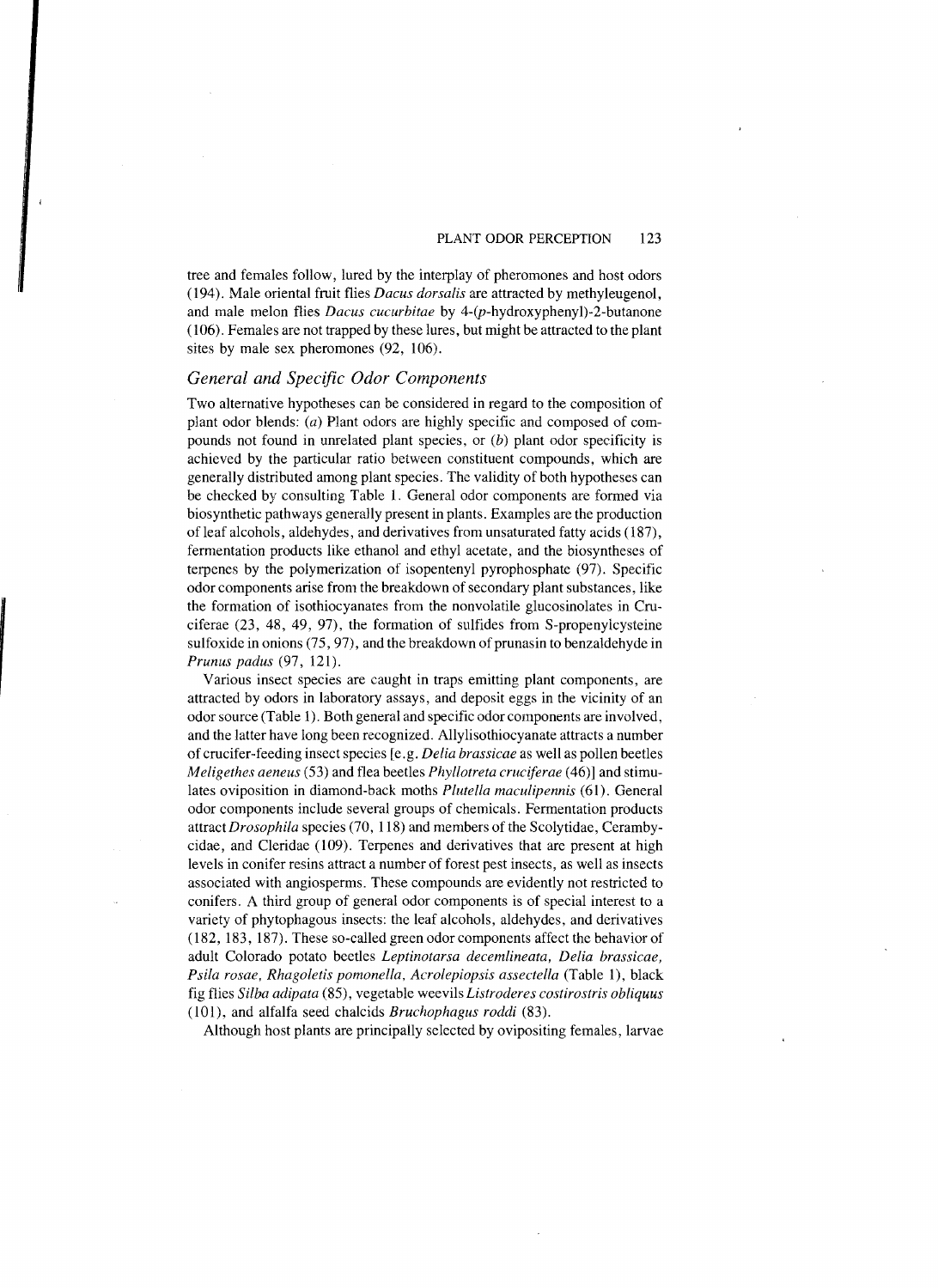tree and females follow, lured by the interplay of pheromones and host odors (194). Male oriental fruit flies *Dacus dorsalis* are attracted by methyleugenol, and male melon flies *Dacus cucurbitae* by 4-(*p*-hydroxyphenyl)-2-butanone (106). Females are not trapped by these lures, but might be attracted to the plant sites by male sex pheromones (92, 106).

### *General and Specific Odor Components*

Two alternative hypotheses can be considered in regard to the composition of plant odor blends: (*a*) Plant odors are highly specific and composed of compounds not found in unrelated plant species, or (*b*) plant odor specificity is achieved by the particular ratio between constituent compounds, which are generally distributed among plant species. The validity of both hypotheses can be checked by consulting Table 1. General odor components are formed via biosynthetic pathways generally present in plants. Examples are the production of leaf alcohols, aldehydes, and derivatives from unsaturated fatty acids (187), fermentation products like ethanol and ethyl acetate, and the biosyntheses of terpenes by the polymerization of isopentenyl pyrophosphate (97). Specific odor components arise from the breakdown of secondary plant substances, like the formation of isothiocyanates from the nonvolatile glucosinolates in Cruciferae (23, 48, 49, 97), the formation of sulfides from S-propenylcysteine sulfoxide in onions (75, 97), and the breakdown of prunasin to benzaldehyde in *Prunus padus* (97, 121).

Various insect species are caught in traps emitting plant components, are attracted by odors in laboratory assays, and deposit eggs in the vicinity of an odor source (Table 1). Both general and specific odor components are involved, and the latter have long been recognized. Allylisothiocyanate attracts a number of crucifer-feeding insect species [e.g. *Delia brassicae* as well as pollen beetles *Meligethes aeneus* (53) and flea beetles *Phyllotreta cruciferae* (46)] and stimulates oviposition in diamond-back moths *Plutella maculipennis* (61). General odor components include several groups of chemicals. Fermentation products attract *Drosophila* species (70, 118) and members of the Scolytidae, Cerambycidae, and Cleridae (109). Terpenes and derivatives that are present at high levels in conifer resins attract a number of forest pest insects, as well as insects associated with angiosperms. These compounds are evidently not restricted to conifers. A third group of general odor components is of special interest to a variety of phytophagous insects: the leaf alcohols, aldehydes, and derivatives (182, 183, 187). These so-called green odor components affect the behavior of adult Colorado potato beetles *Leptinotarsa decemlineata, Delia brassicae, Psila rosae, Rhagoletis pomonella, Acrolepiopsis assectella* (Table 1), black fig flies *Silba adipata* (85), vegetable weevils *Listroderes costirostris obliquus* (101), and alfalfa seed chalcids *Bruchophagus roddi* (83).

Although host plants are principally selected by ovipositing females, larvae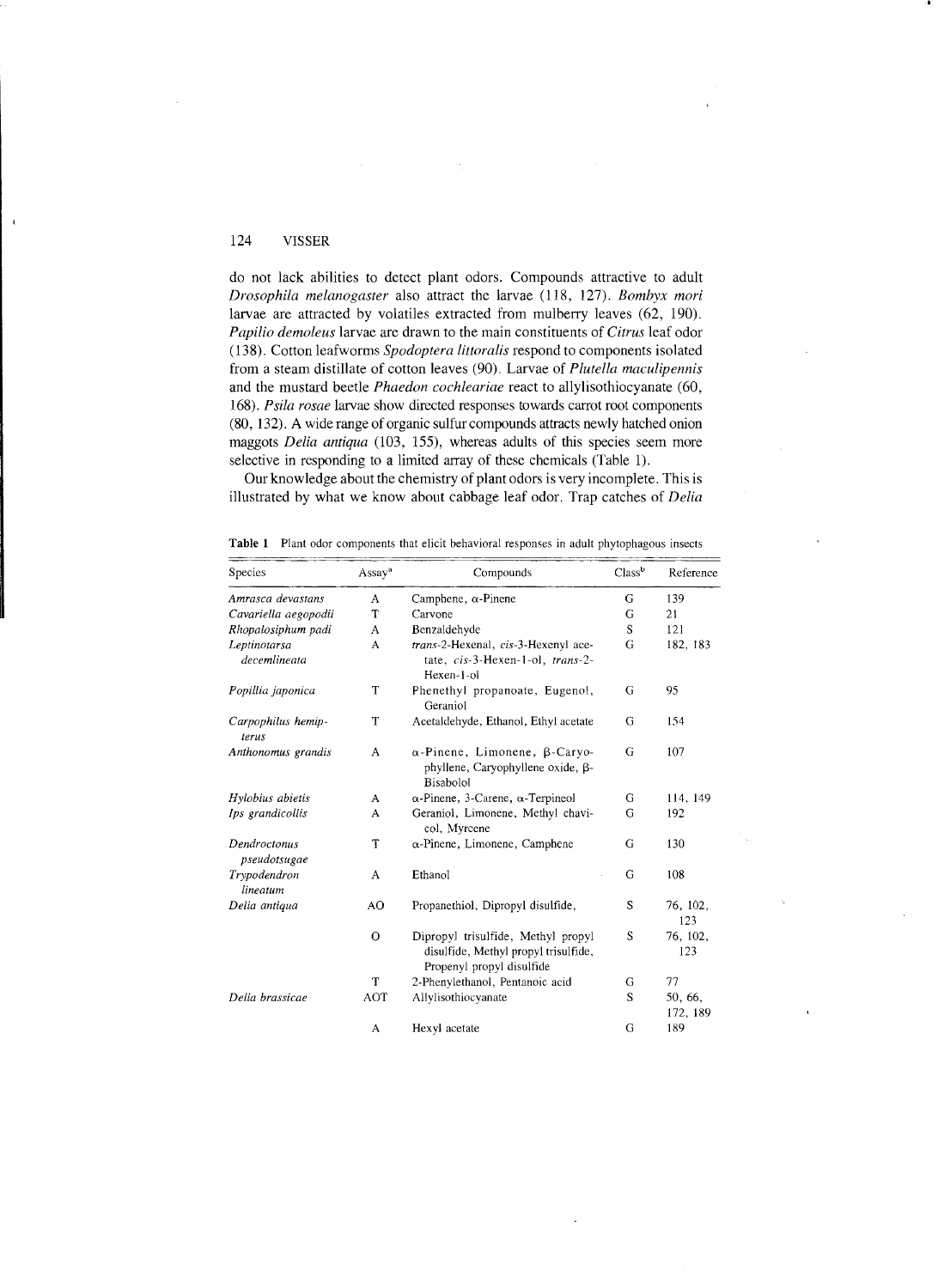do not lack abilities to detect plant odors. Compounds attractive to adult *Drosophila melanogaster* also attract the larvae (118, 127). *Bombyx mori* larvae are attracted by volatiles extracted from mulberry leaves (62, 190). *Papilio demoleus* larvae are drawn to the main constituents of *Citrus* leaf odor (138). Cotton leafworms *Spodoptera littoralis* respond to components isolated from a steam distillate of cotton leaves (90). Larvae of *Plutella maculipennis* and the mustard beetle *Phaedon cochleariae* react to allylisothiocyanate (60, 168). *Psila rosae* larvae show directed responses towards carrot root components (80, 132). A wide range of organic sulfur compounds attracts newly hatched onion maggots *Delia antiqua* (103, 155), whereas adults of this species seem more selective in responding to a limited array of these chemicals (Table 1).

Our knowledge about the chemistry of plant odors is very incomplete. This is illustrated by what we know about cabbage leaf odor. Trap catches of *Delia*

**Table 1** Plant odor components that elicit behavioral responses in adult phytophagous insects

| Species | Assay[a] | Compounds | Class[b] | Reference |
|---|---|---|---|---|
| *Amrasca devastans* | A | Camphene, α-Pinene | G | 139 |
| *Cavariella aegopodii* | T | Carvone | G | 21 |
| *Rhopalosiphum padi* | A | Benzaldehyde | S | 121 |
| *Leptinotarsa decemlineata* | A | *trans*-2-Hexenal, *cis*-3-Hexenyl acetate, *cis*-3-Hexen-1-ol, *trans*-2-Hexen-1-ol | G | 182, 183 |
| *Popillia japonica* | T | Phenethyl propanoate, Eugenol, Geraniol | G | 95 |
| *Carpophilus hemipterus* | T | Acetaldehyde, Ethanol, Ethyl acetate | G | 154 |
| *Anthonomus grandis* | A | α-Pinene, Limonene, β-Caryophyllene, Caryophyllene oxide, β-Bisabolol | G | 107 |
| *Hylobius abietis* | A | α-Pinene, 3-Carene, α-Terpineol | G | 114, 149 |
| *Ips grandicollis* | A | Geraniol, Limonene, Methyl chavicol, Myrcene | G | 192 |
| *Dendroctonus pseudotsugae* | T | α-Pinene, Limonene, Camphene | G | 130 |
| *Trypodendron lineatum* | A | Ethanol | G | 108 |
| *Delia antiqua* | AO | Propanethiol, Dipropyl disulfide, | S | 76, 102, 123 |
| | O | Dipropyl trisulfide, Methyl propyl disulfide, Methyl propyl trisulfide, Propenyl propyl disulfide | S | 76, 102, 123 |
| | T | 2-Phenylethanol, Pentanoic acid | G | 77 |
| *Delia brassicae* | AOT | Allylisothiocyanate | S | 50, 66, 172, 189 |
| | A | Hexyl acetate | G | 189 |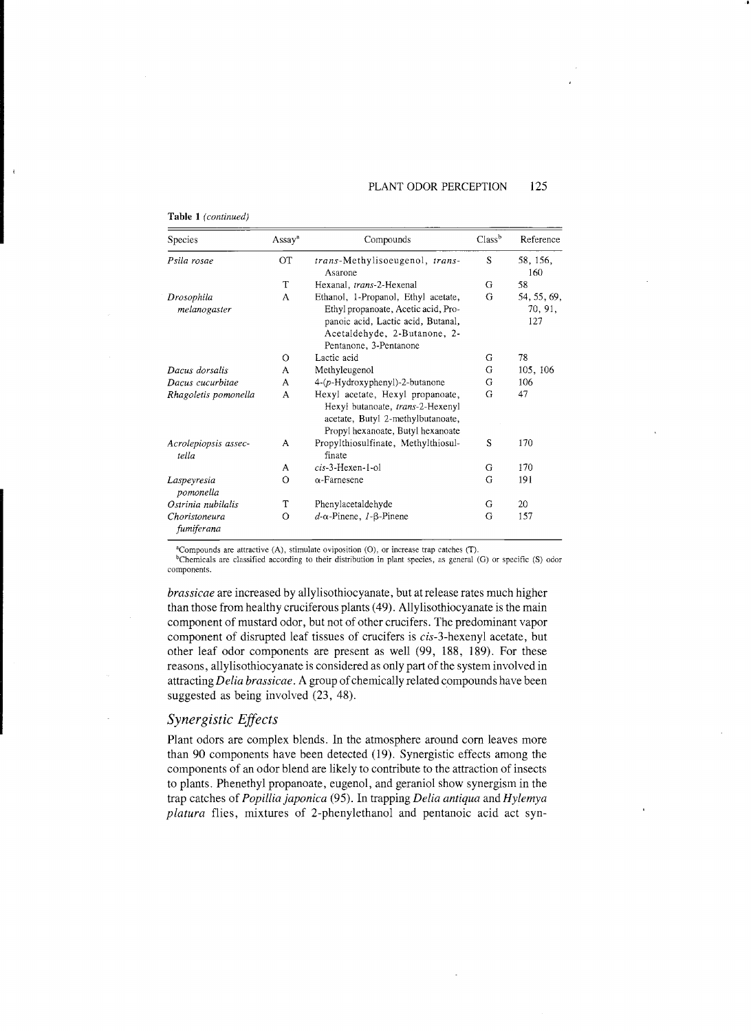**Table 1** *(continued)*

| Species | Assay[a] | Compounds | Class[b] | Reference |
|---|---|---|---|---|
| *Psila rosae* | OT | *trans*-Methylisoeugenol, *trans*-Asarone | S | 58, 156, 160 |
| | T | Hexanal, *trans*-2-Hexenal | G | 58 |
| *Drosophila melanogaster* | A | Ethanol, 1-Propanol, Ethyl acetate, Ethyl propanoate, Acetic acid, Propanoic acid, Lactic acid, Butanal, Acetaldehyde, 2-Butanone, 2-Pentanone, 3-Pentanone | G | 54, 55, 69, 70, 91, 127 |
| | O | Lactic acid | G | 78 |
| *Dacus dorsalis* | A | Methyleugenol | G | 105, 106 |
| *Dacus cucurbitae* | A | 4-(*p*-Hydroxyphenyl)-2-butanone | G | 106 |
| *Rhagoletis pomonella* | A | Hexyl acetate, Hexyl propanoate, Hexyl butanoate, *trans*-2-Hexenyl acetate, Butyl 2-methylbutanoate, Propyl hexanoate, Butyl hexanoate | G | 47 |
| *Acrolepiopsis assectella* | A | Propylthiosulfinate, Methylthiosulfinate | S | 170 |
| | A | *cis*-3-Hexen-1-ol | G | 170 |
| *Laspeyresia pomonella* | O | α-Farnesene | G | 191 |
| *Ostrinia nubilalis* | T | Phenylacetaldehyde | G | 20 |
| *Choristoneura fumiferana* | O | *d*-α-Pinene, *l*-β-Pinene | G | 157 |

[a]Compounds are attractive (A), stimulate oviposition (O), or increase trap catches (T).

[b]Chemicals are classified according to their distribution in plant species, as general (G) or specific (S) odor components.

*brassicae* are increased by allylisothiocyanate, but at release rates much higher than those from healthy cruciferous plants (49). Allylisothiocyanate is the main component of mustard odor, but not of other crucifers. The predominant vapor component of disrupted leaf tissues of crucifers is *cis*-3-hexenyl acetate, but other leaf odor components are present as well (99, 188, 189). For these reasons, allylisothiocyanate is considered as only part of the system involved in attracting *Delia brassicae*. A group of chemically related compounds have been suggested as being involved (23, 48).

## *Synergistic Effects*

Plant odors are complex blends. In the atmosphere around corn leaves more than 90 components have been detected (19). Synergistic effects among the components of an odor blend are likely to contribute to the attraction of insects to plants. Phenethyl propanoate, eugenol, and geraniol show synergism in the trap catches of *Popillia japonica* (95). In trapping *Delia antiqua* and *Hylemya platura* flies, mixtures of 2-phenylethanol and pentanoic acid act syn-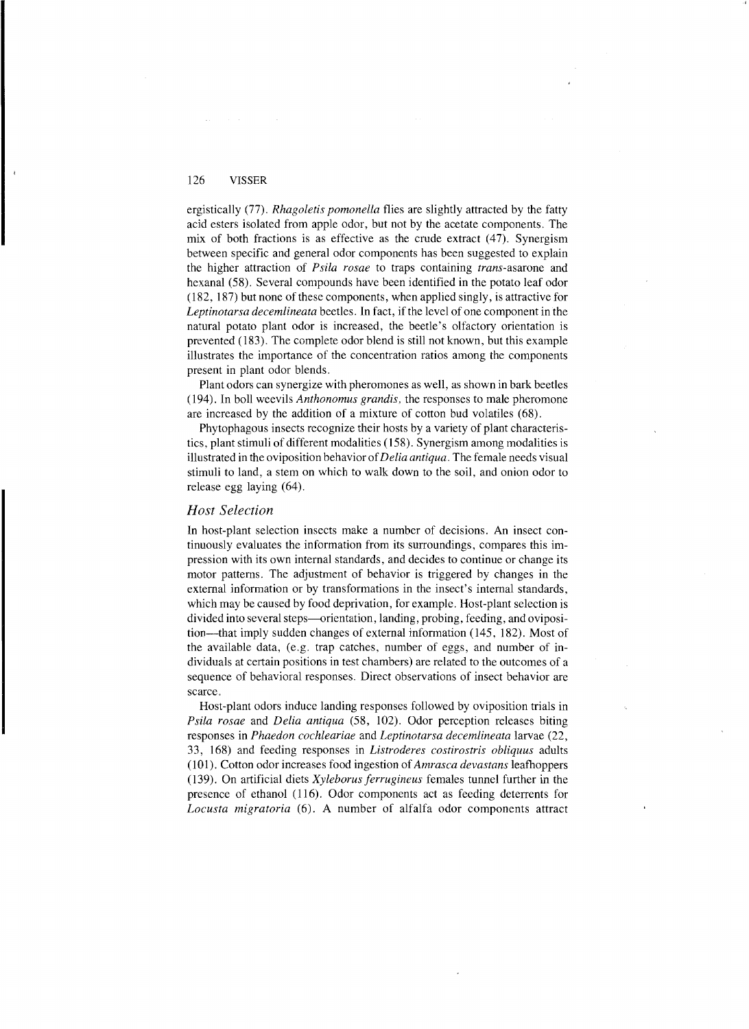ergistically (77). *Rhagoletis pomonella* flies are slightly attracted by the fatty acid esters isolated from apple odor, but not by the acetate components. The mix of both fractions is as effective as the crude extract (47). Synergism between specific and general odor components has been suggested to explain the higher attraction of *Psila rosae* to traps containing *trans*-asarone and hexanal (58). Several compounds have been identified in the potato leaf odor (182, 187) but none of these components, when applied singly, is attractive for *Leptinotarsa decemlineata* beetles. In fact, if the level of one component in the natural potato plant odor is increased, the beetle's olfactory orientation is prevented (183). The complete odor blend is still not known, but this example illustrates the importance of the concentration ratios among the components present in plant odor blends.

Plant odors can synergize with pheromones as well, as shown in bark beetles (194). In boll weevils *Anthonomus grandis*, the responses to male pheromone are increased by the addition of a mixture of cotton bud volatiles (68).

Phytophagous insects recognize their hosts by a variety of plant characteristics, plant stimuli of different modalities (158). Synergism among modalities is illustrated in the oviposition behavior of *Delia antiqua*. The female needs visual stimuli to land, a stem on which to walk down to the soil, and onion odor to release egg laying (64).

### *Host Selection*

In host-plant selection insects make a number of decisions. An insect continuously evaluates the information from its surroundings, compares this impression with its own internal standards, and decides to continue or change its motor patterns. The adjustment of behavior is triggered by changes in the external information or by transformations in the insect's internal standards, which may be caused by food deprivation, for example. Host-plant selection is divided into several steps—orientation, landing, probing, feeding, and oviposition—that imply sudden changes of external information (145, 182). Most of the available data, (e.g. trap catches, number of eggs, and number of individuals at certain positions in test chambers) are related to the outcomes of a sequence of behavioral responses. Direct observations of insect behavior are scarce.

Host-plant odors induce landing responses followed by oviposition trials in *Psila rosae* and *Delia antiqua* (58, 102). Odor perception releases biting responses in *Phaedon cochleariae* and *Leptinotarsa decemlineata* larvae (22, 33, 168) and feeding responses in *Listroderes costirostris obliquus* adults (101). Cotton odor increases food ingestion of *Amrasca devastans* leafhoppers (139). On artificial diets *Xyleborus ferrugineus* females tunnel further in the presence of ethanol (116). Odor components act as feeding deterrents for *Locusta migratoria* (6). A number of alfalfa odor components attract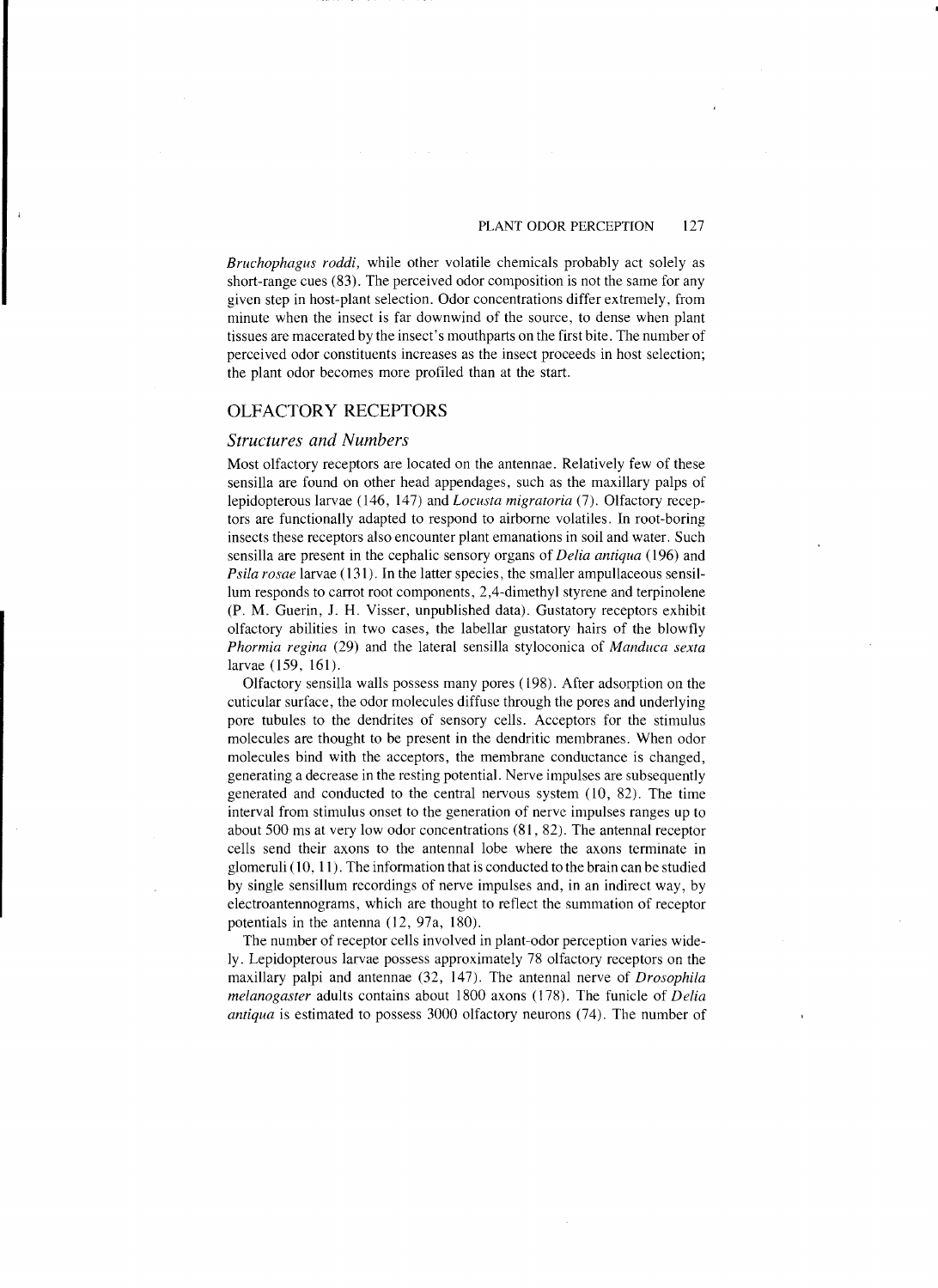*Bruchophagus roddi*, while other volatile chemicals probably act solely as short-range cues (83). The perceived odor composition is not the same for any given step in host-plant selection. Odor concentrations differ extremely, from minute when the insect is far downwind of the source, to dense when plant tissues are macerated by the insect's mouthparts on the first bite. The number of perceived odor constituents increases as the insect proceeds in host selection; the plant odor becomes more profiled than at the start.

## OLFACTORY RECEPTORS

### *Structures and Numbers*

Most olfactory receptors are located on the antennae. Relatively few of these sensilla are found on other head appendages, such as the maxillary palps of lepidopterous larvae (146, 147) and *Locusta migratoria* (7). Olfactory receptors are functionally adapted to respond to airborne volatiles. In root-boring insects these receptors also encounter plant emanations in soil and water. Such sensilla are present in the cephalic sensory organs of *Delia antiqua* (196) and *Psila rosae* larvae (131). In the latter species, the smaller ampullaceous sensillum responds to carrot root components, 2,4-dimethyl styrene and terpinolene (P. M. Guerin, J. H. Visser, unpublished data). Gustatory receptors exhibit olfactory abilities in two cases, the labellar gustatory hairs of the blowfly *Phormia regina* (29) and the lateral sensilla styloconica of *Manduca sexta* larvae (159, 161).

Olfactory sensilla walls possess many pores (198). After adsorption on the cuticular surface, the odor molecules diffuse through the pores and underlying pore tubules to the dendrites of sensory cells. Acceptors for the stimulus molecules are thought to be present in the dendritic membranes. When odor molecules bind with the acceptors, the membrane conductance is changed, generating a decrease in the resting potential. Nerve impulses are subsequently generated and conducted to the central nervous system (10, 82). The time interval from stimulus onset to the generation of nerve impulses ranges up to about 500 ms at very low odor concentrations (81, 82). The antennal receptor cells send their axons to the antennal lobe where the axons terminate in glomeruli (10, 11). The information that is conducted to the brain can be studied by single sensillum recordings of nerve impulses and, in an indirect way, by electroantennograms, which are thought to reflect the summation of receptor potentials in the antenna (12, 97a, 180).

The number of receptor cells involved in plant-odor perception varies widely. Lepidopterous larvae possess approximately 78 olfactory receptors on the maxillary palpi and antennae (32, 147). The antennal nerve of *Drosophila melanogaster* adults contains about 1800 axons (178). The funicle of *Delia antiqua* is estimated to possess 3000 olfactory neurons (74). The number of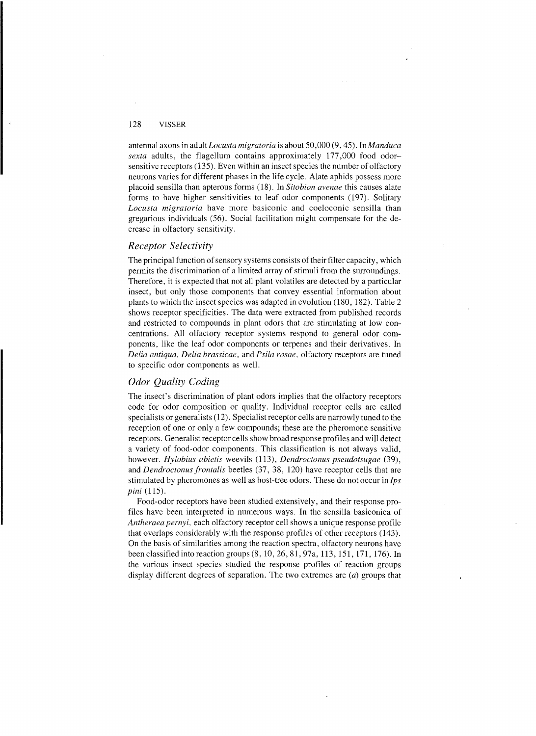antennal axons in adult *Locusta migratoria* is about 50,000 (9, 45). In *Manduca sexta* adults, the flagellum contains approximately 177,000 food odor–sensitive receptors (135). Even within an insect species the number of olfactory neurons varies for different phases in the life cycle. Alate aphids possess more placoid sensilla than apterous forms (18). In *Sitobion avenae* this causes alate forms to have higher sensitivities to leaf odor components (197). Solitary *Locusta migratoria* have more basiconic and coeloconic sensilla than gregarious individuals (56). Social facilitation might compensate for the decrease in olfactory sensitivity.

### *Receptor Selectivity*

The principal function of sensory systems consists of their filter capacity, which permits the discrimination of a limited array of stimuli from the surroundings. Therefore, it is expected that not all plant volatiles are detected by a particular insect, but only those components that convey essential information about plants to which the insect species was adapted in evolution (180, 182). Table 2 shows receptor specificities. The data were extracted from published records and restricted to compounds in plant odors that are stimulating at low concentrations. All olfactory receptor systems respond to general odor components, like the leaf odor components or terpenes and their derivatives. In *Delia antiqua*, *Delia brassicae*, and *Psila rosae*, olfactory receptors are tuned to specific odor components as well.

### *Odor Quality Coding*

The insect's discrimination of plant odors implies that the olfactory receptors code for odor composition or quality. Individual receptor cells are called specialists or generalists (12). Specialist receptor cells are narrowly tuned to the reception of one or only a few compounds; these are the pheromone sensitive receptors. Generalist receptor cells show broad response profiles and will detect a variety of food-odor components. This classification is not always valid, however. *Hylobius abietis* weevils (113), *Dendroctonus pseudotsugae* (39), and *Dendroctonus frontalis* beetles (37, 38, 120) have receptor cells that are stimulated by pheromones as well as host-tree odors. These do not occur in *Ips pini* (115).

Food-odor receptors have been studied extensively, and their response profiles have been interpreted in numerous ways. In the sensilla basiconica of *Antheraea pernyi*, each olfactory receptor cell shows a unique response profile that overlaps considerably with the response profiles of other receptors (143). On the basis of similarities among the reaction spectra, olfactory neurons have been classified into reaction groups (8, 10, 26, 81, 97a, 113, 151, 171, 176). In the various insect species studied the response profiles of reaction groups display different degrees of separation. The two extremes are (*a*) groups that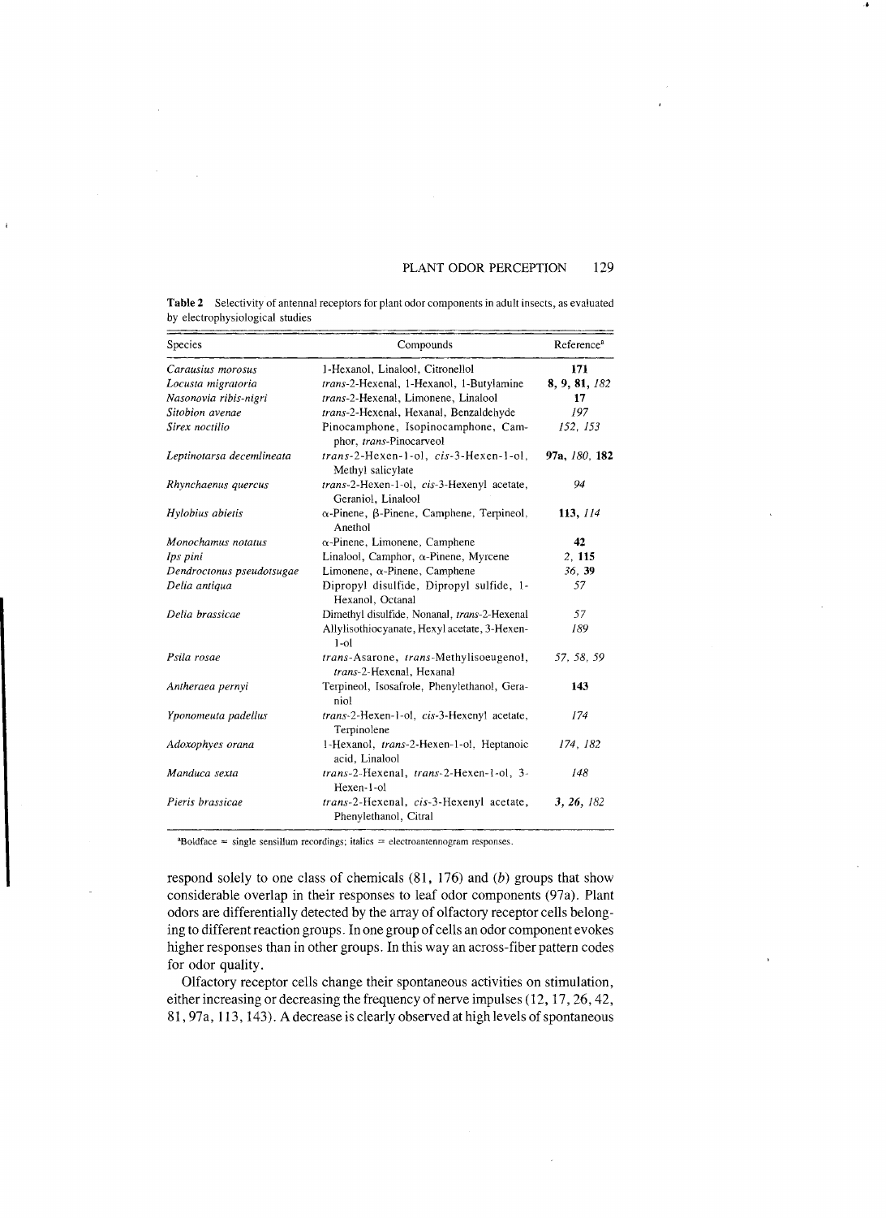**Table 2** Selectivity of antennal receptors for plant odor components in adult insects, as evaluated by electrophysiological studies

| Species | Compounds | Reference[a] |
|---|---|---|
| *Carausius morosus* | 1-Hexanol, Linalool, Citronellol | **171** |
| *Locusta migratoria* | *trans*-2-Hexenal, 1-Hexanol, 1-Butylamine | **8, 9, 81,** *182* |
| *Nasonovia ribis-nigri* | *trans*-2-Hexenal, Limonene, Linalool | **17** |
| *Sitobion avenae* | *trans*-2-Hexenal, Hexanal, Benzaldehyde | *197* |
| *Sirex noctilio* | Pinocamphone, Isopinocamphone, Camphor, *trans*-Pinocarveol | *152, 153* |
| *Leptinotarsa decemlineata* | *trans*-2-Hexen-1-ol, *cis*-3-Hexen-1-ol, Methyl salicylate | **97a,** *180,* **182** |
| *Rhynchaenus quercus* | *trans*-2-Hexen-1-ol, *cis*-3-Hexenyl acetate, Geraniol, Linalool | *94* |
| *Hylobius abietis* | α-Pinene, β-Pinene, Camphene, Terpineol, Anethol | **113,** *114* |
| *Monochamus notatus* | α-Pinene, Limonene, Camphene | **42** |
| *Ips pini* | Linalool, Camphor, α-Pinene, Myrcene | *2,* **115** |
| *Dendroctonus pseudotsugae* | Limonene, α-Pinene, Camphene | *36,* **39** |
| *Delia antiqua* | Dipropyl disulfide, Dipropyl sulfide, 1-Hexanol, Octanal | *57* |
| *Delia brassicae* | Dimethyl disulfide, Nonanal, *trans*-2-Hexenal | *57* |
| | Allylisothiocyanate, Hexyl acetate, 3-Hexen-1-ol | *189* |
| *Psila rosae* | *trans*-Asarone, *trans*-Methylisoeugenol, *trans*-2-Hexenal, Hexanal | *57, 58, 59* |
| *Antheraea pernyi* | Terpineol, Isosafrole, Phenylethanol, Geraniol | **143** |
| *Yponomeuta padellus* | *trans*-2-Hexen-1-ol, *cis*-3-Hexenyl acetate, Terpinolene | *174* |
| *Adoxophyes orana* | 1-Hexanol, *trans*-2-Hexen-1-ol, Heptanoic acid, Linalool | *174, 182* |
| *Manduca sexta* | *trans*-2-Hexenal, *trans*-2-Hexen-1-ol, 3-Hexen-1-ol | *148* |
| *Pieris brassicae* | *trans*-2-Hexenal, *cis*-3-Hexenyl acetate, Phenylethanol, Citral | **3, 26,** *182* |

[a] Boldface = single sensillum recordings; italics = electroantennogram responses.

respond solely to one class of chemicals (81, 176) and (*b*) groups that show considerable overlap in their responses to leaf odor components (97a). Plant odors are differentially detected by the array of olfactory receptor cells belonging to different reaction groups. In one group of cells an odor component evokes higher responses than in other groups. In this way an across-fiber pattern codes for odor quality.

Olfactory receptor cells change their spontaneous activities on stimulation, either increasing or decreasing the frequency of nerve impulses (12, 17, 26, 42, 81, 97a, 113, 143). A decrease is clearly observed at high levels of spontaneous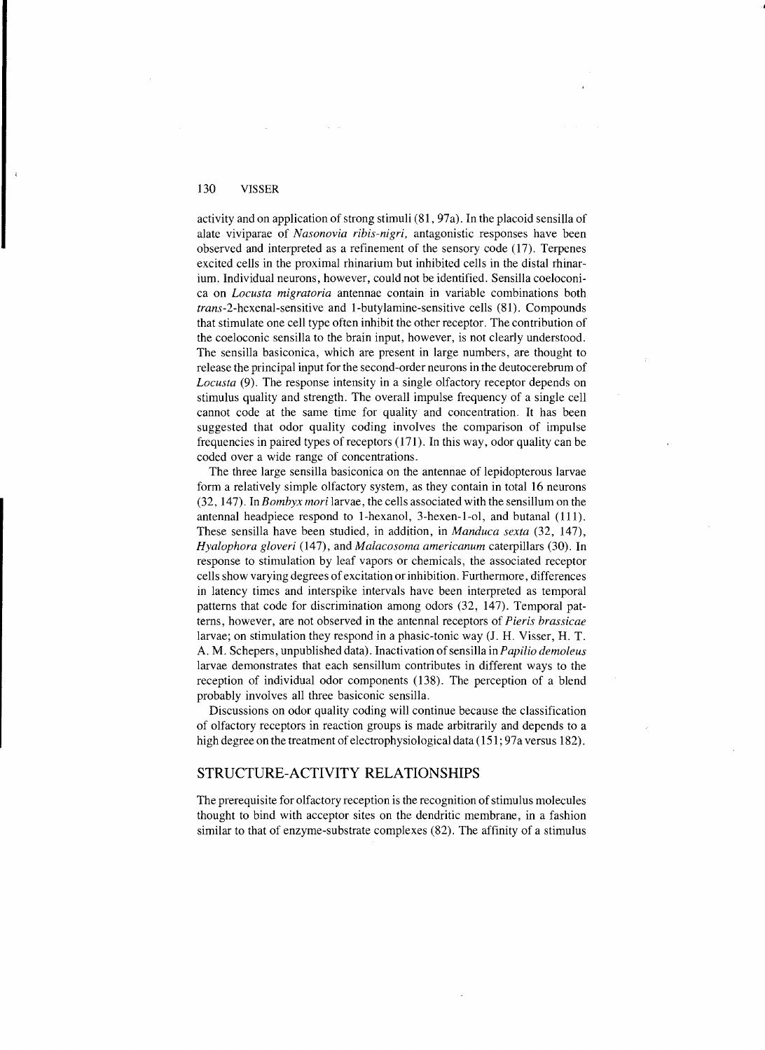activity and on application of strong stimuli (81, 97a). In the placoid sensilla of alate viviparae of *Nasonovia ribis-nigri*, antagonistic responses have been observed and interpreted as a refinement of the sensory code (17). Terpenes excited cells in the proximal rhinarium but inhibited cells in the distal rhinarium. Individual neurons, however, could not be identified. Sensilla coeloconica on *Locusta migratoria* antennae contain in variable combinations both *trans*-2-hexenal-sensitive and 1-butylamine-sensitive cells (81). Compounds that stimulate one cell type often inhibit the other receptor. The contribution of the coeloconic sensilla to the brain input, however, is not clearly understood. The sensilla basiconica, which are present in large numbers, are thought to release the principal input for the second-order neurons in the deutocerebrum of *Locusta* (9). The response intensity in a single olfactory receptor depends on stimulus quality and strength. The overall impulse frequency of a single cell cannot code at the same time for quality and concentration. It has been suggested that odor quality coding involves the comparison of impulse frequencies in paired types of receptors (171). In this way, odor quality can be coded over a wide range of concentrations.

The three large sensilla basiconica on the antennae of lepidopterous larvae form a relatively simple olfactory system, as they contain in total 16 neurons (32, 147). In *Bombyx mori* larvae, the cells associated with the sensillum on the antennal headpiece respond to 1-hexanol, 3-hexen-1-ol, and butanal (111). These sensilla have been studied, in addition, in *Manduca sexta* (32, 147), *Hyalophora gloveri* (147), and *Malacosoma americanum* caterpillars (30). In response to stimulation by leaf vapors or chemicals, the associated receptor cells show varying degrees of excitation or inhibition. Furthermore, differences in latency times and interspike intervals have been interpreted as temporal patterns that code for discrimination among odors (32, 147). Temporal patterns, however, are not observed in the antennal receptors of *Pieris brassicae* larvae; on stimulation they respond in a phasic-tonic way (J. H. Visser, H. T. A. M. Schepers, unpublished data). Inactivation of sensilla in *Papilio demoleus* larvae demonstrates that each sensillum contributes in different ways to the reception of individual odor components (138). The perception of a blend probably involves all three basiconic sensilla.

Discussions on odor quality coding will continue because the classification of olfactory receptors in reaction groups is made arbitrarily and depends to a high degree on the treatment of electrophysiological data (151; 97a versus 182).

## STRUCTURE-ACTIVITY RELATIONSHIPS

The prerequisite for olfactory reception is the recognition of stimulus molecules thought to bind with acceptor sites on the dendritic membrane, in a fashion similar to that of enzyme-substrate complexes (82). The affinity of a stimulus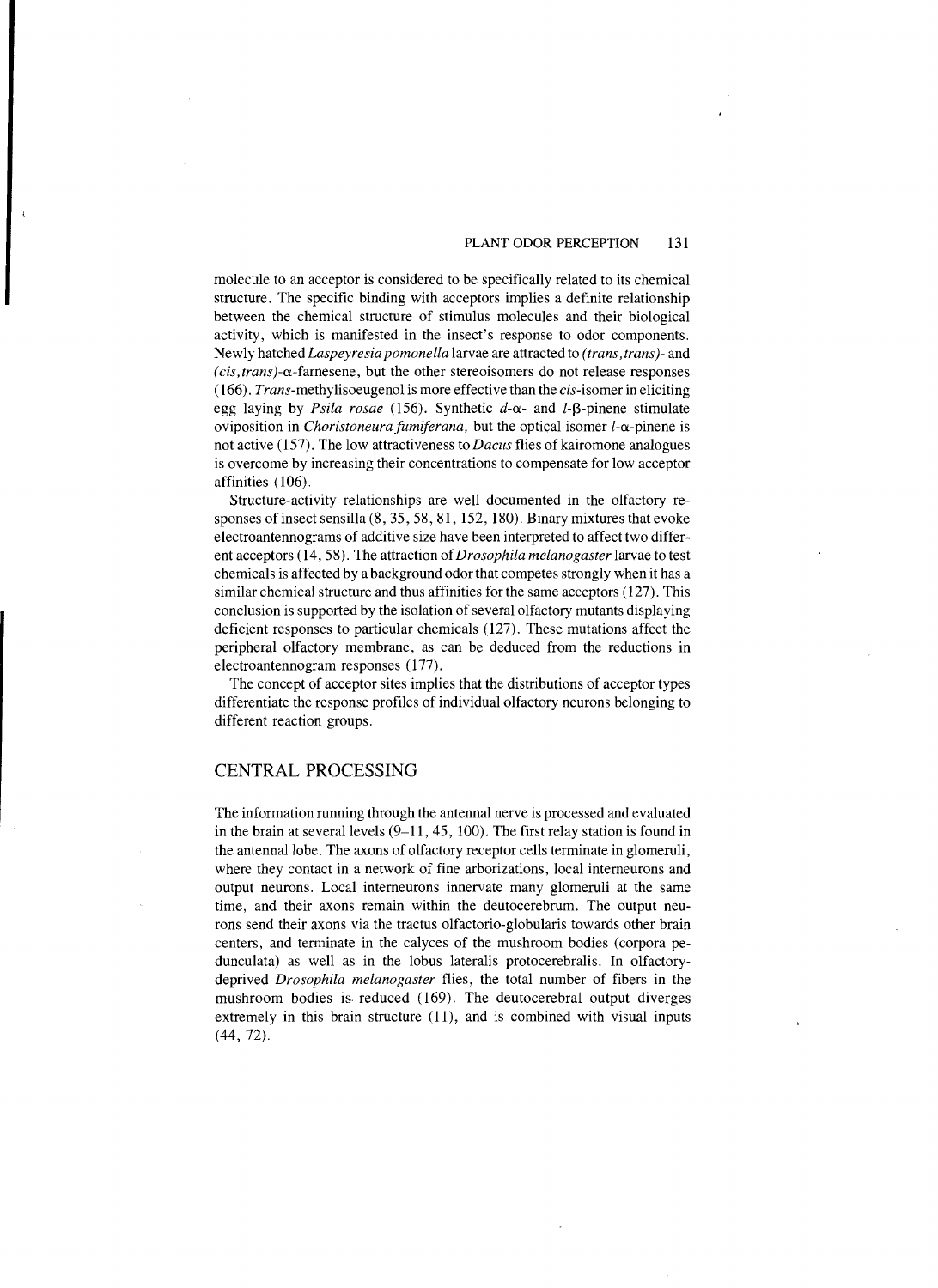molecule to an acceptor is considered to be specifically related to its chemical structure. The specific binding with acceptors implies a definite relationship between the chemical structure of stimulus molecules and their biological activity, which is manifested in the insect's response to odor components. Newly hatched *Laspeyresia pomonella* larvae are attracted to *(trans,trans)*- and *(cis,trans)*-α-farnesene, but the other stereoisomers do not release responses (166). *Trans*-methylisoeugenol is more effective than the *cis*-isomer in eliciting egg laying by *Psila rosae* (156). Synthetic *d*-α- and *l*-β-pinene stimulate oviposition in *Choristoneura fumiferana*, but the optical isomer *l*-α-pinene is not active (157). The low attractiveness to *Dacus* flies of kairomone analogues is overcome by increasing their concentrations to compensate for low acceptor affinities (106).

Structure-activity relationships are well documented in the olfactory responses of insect sensilla (8, 35, 58, 81, 152, 180). Binary mixtures that evoke electroantennograms of additive size have been interpreted to affect two different acceptors (14, 58). The attraction of *Drosophila melanogaster* larvae to test chemicals is affected by a background odor that competes strongly when it has a similar chemical structure and thus affinities for the same acceptors (127). This conclusion is supported by the isolation of several olfactory mutants displaying deficient responses to particular chemicals (127). These mutations affect the peripheral olfactory membrane, as can be deduced from the reductions in electroantennogram responses (177).

The concept of acceptor sites implies that the distributions of acceptor types differentiate the response profiles of individual olfactory neurons belonging to different reaction groups.

## CENTRAL PROCESSING

The information running through the antennal nerve is processed and evaluated in the brain at several levels (9–11, 45, 100). The first relay station is found in the antennal lobe. The axons of olfactory receptor cells terminate in glomeruli, where they contact in a network of fine arborizations, local interneurons and output neurons. Local interneurons innervate many glomeruli at the same time, and their axons remain within the deutocerebrum. The output neurons send their axons via the tractus olfactorio-globularis towards other brain centers, and terminate in the calyces of the mushroom bodies (corpora pedunculata) as well as in the lobus lateralis protocerebralis. In olfactory-deprived *Drosophila melanogaster* flies, the total number of fibers in the mushroom bodies is reduced (169). The deutocerebral output diverges extremely in this brain structure (11), and is combined with visual inputs (44, 72).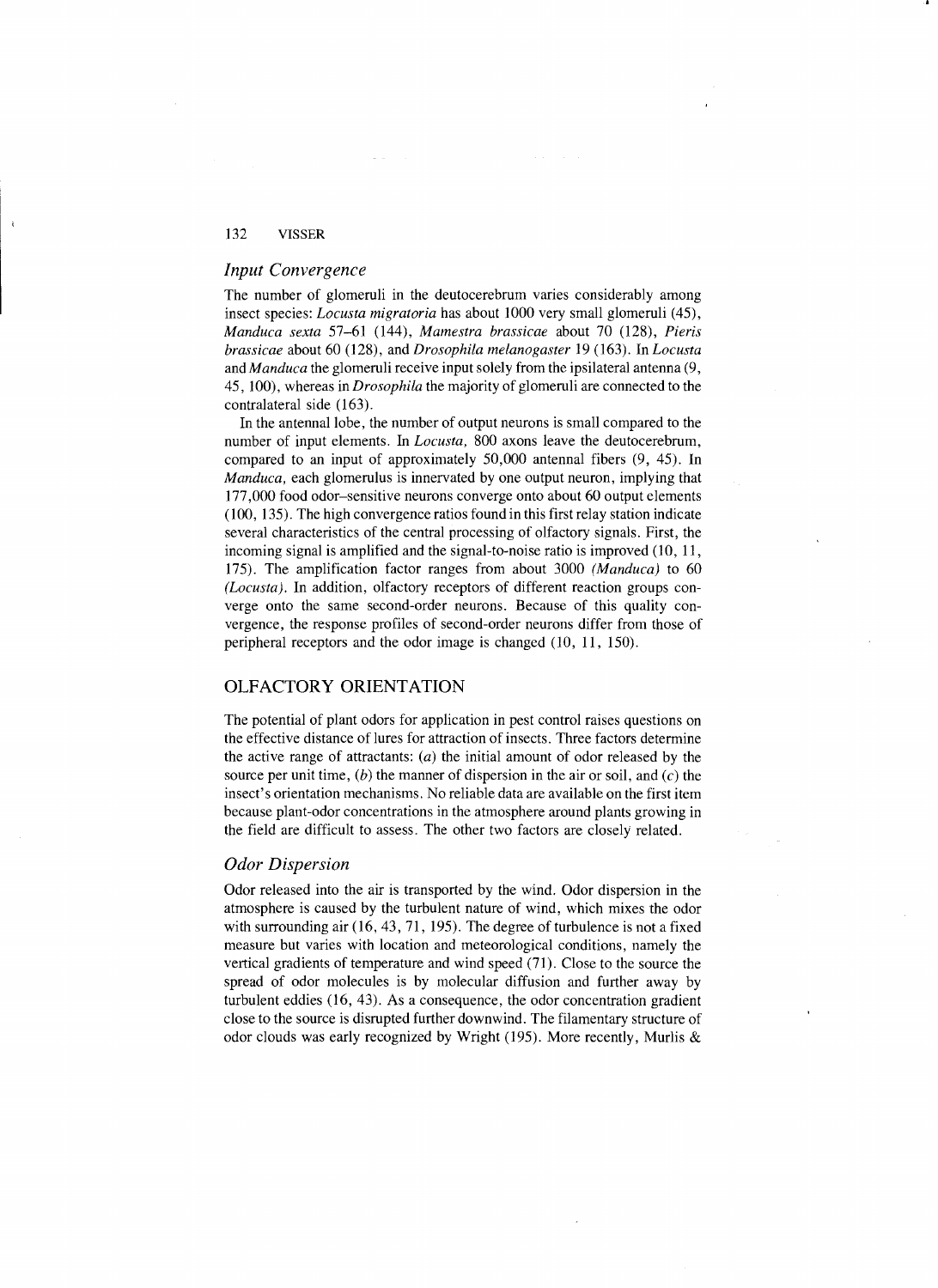### *Input Convergence*

The number of glomeruli in the deutocerebrum varies considerably among insect species: *Locusta migratoria* has about 1000 very small glomeruli (45), *Manduca sexta* 57–61 (144), *Mamestra brassicae* about 70 (128), *Pieris brassicae* about 60 (128), and *Drosophila melanogaster* 19 (163). In *Locusta* and *Manduca* the glomeruli receive input solely from the ipsilateral antenna (9, 45, 100), whereas in *Drosophila* the majority of glomeruli are connected to the contralateral side (163).

In the antennal lobe, the number of output neurons is small compared to the number of input elements. In *Locusta*, 800 axons leave the deutocerebrum, compared to an input of approximately 50,000 antennal fibers (9, 45). In *Manduca*, each glomerulus is innervated by one output neuron, implying that 177,000 food odor–sensitive neurons converge onto about 60 output elements (100, 135). The high convergence ratios found in this first relay station indicate several characteristics of the central processing of olfactory signals. First, the incoming signal is amplified and the signal-to-noise ratio is improved (10, 11, 175). The amplification factor ranges from about 3000 *(Manduca)* to 60 *(Locusta)*. In addition, olfactory receptors of different reaction groups converge onto the same second-order neurons. Because of this quality convergence, the response profiles of second-order neurons differ from those of peripheral receptors and the odor image is changed (10, 11, 150).

## OLFACTORY ORIENTATION

The potential of plant odors for application in pest control raises questions on the effective distance of lures for attraction of insects. Three factors determine the active range of attractants: (*a*) the initial amount of odor released by the source per unit time, (*b*) the manner of dispersion in the air or soil, and (*c*) the insect's orientation mechanisms. No reliable data are available on the first item because plant-odor concentrations in the atmosphere around plants growing in the field are difficult to assess. The other two factors are closely related.

### *Odor Dispersion*

Odor released into the air is transported by the wind. Odor dispersion in the atmosphere is caused by the turbulent nature of wind, which mixes the odor with surrounding air (16, 43, 71, 195). The degree of turbulence is not a fixed measure but varies with location and meteorological conditions, namely the vertical gradients of temperature and wind speed (71). Close to the source the spread of odor molecules is by molecular diffusion and further away by turbulent eddies (16, 43). As a consequence, the odor concentration gradient close to the source is disrupted further downwind. The filamentary structure of odor clouds was early recognized by Wright (195). More recently, Murlis &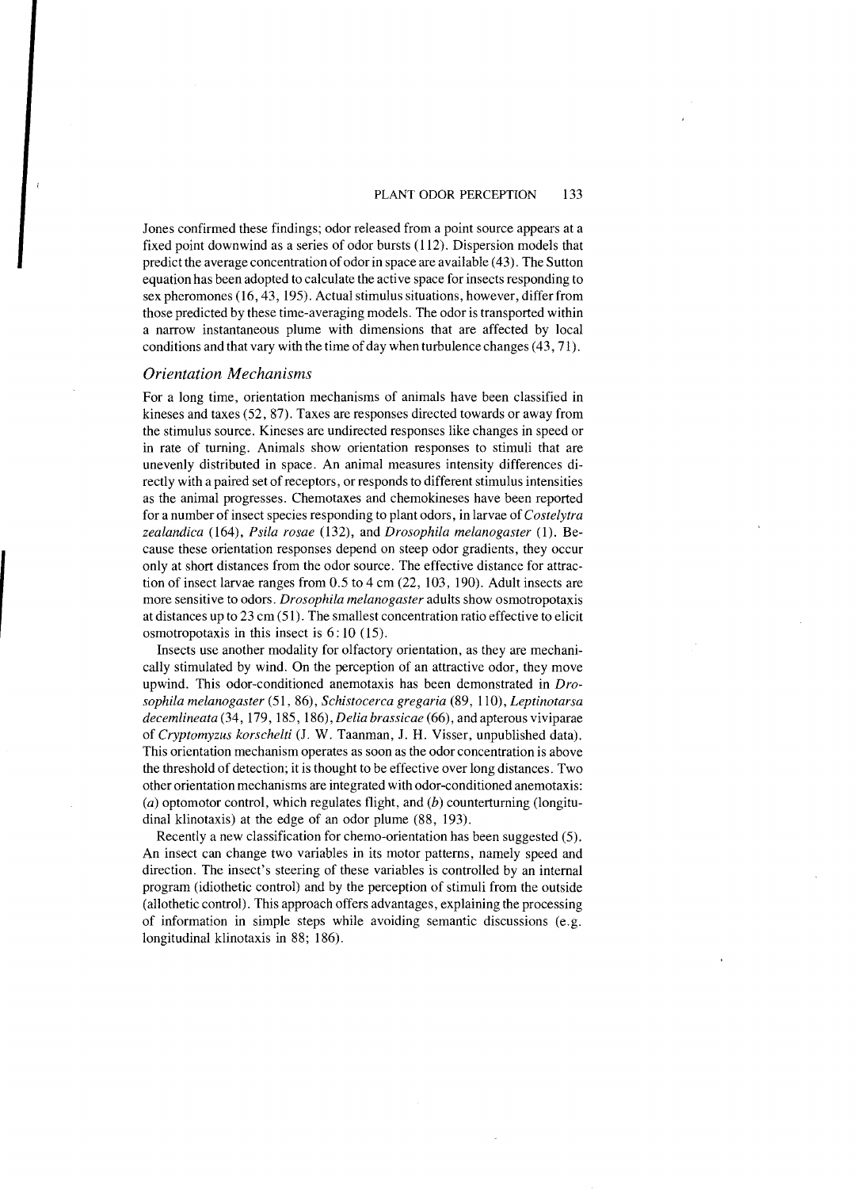Jones confirmed these findings; odor released from a point source appears at a fixed point downwind as a series of odor bursts (112). Dispersion models that predict the average concentration of odor in space are available (43). The Sutton equation has been adopted to calculate the active space for insects responding to sex pheromones (16, 43, 195). Actual stimulus situations, however, differ from those predicted by these time-averaging models. The odor is transported within a narrow instantaneous plume with dimensions that are affected by local conditions and that vary with the time of day when turbulence changes (43, 71).

### *Orientation Mechanisms*

For a long time, orientation mechanisms of animals have been classified in kineses and taxes (52, 87). Taxes are responses directed towards or away from the stimulus source. Kineses are undirected responses like changes in speed or in rate of turning. Animals show orientation responses to stimuli that are unevenly distributed in space. An animal measures intensity differences directly with a paired set of receptors, or responds to different stimulus intensities as the animal progresses. Chemotaxes and chemokineses have been reported for a number of insect species responding to plant odors, in larvae of *Costelytra zealandica* (164), *Psila rosae* (132), and *Drosophila melanogaster* (1). Because these orientation responses depend on steep odor gradients, they occur only at short distances from the odor source. The effective distance for attraction of insect larvae ranges from 0.5 to 4 cm (22, 103, 190). Adult insects are more sensitive to odors. *Drosophila melanogaster* adults show osmotropotaxis at distances up to 23 cm (51). The smallest concentration ratio effective to elicit osmotropotaxis in this insect is 6:10 (15).

Insects use another modality for olfactory orientation, as they are mechanically stimulated by wind. On the perception of an attractive odor, they move upwind. This odor-conditioned anemotaxis has been demonstrated in *Drosophila melanogaster* (51, 86), *Schistocerca gregaria* (89, 110), *Leptinotarsa decemlineata* (34, 179, 185, 186), *Delia brassicae* (66), and apterous viviparae of *Cryptomyzus korschelti* (J. W. Taanman, J. H. Visser, unpublished data). This orientation mechanism operates as soon as the odor concentration is above the threshold of detection; it is thought to be effective over long distances. Two other orientation mechanisms are integrated with odor-conditioned anemotaxis: (*a*) optomotor control, which regulates flight, and (*b*) counterturning (longitudinal klinotaxis) at the edge of an odor plume (88, 193).

Recently a new classification for chemo-orientation has been suggested (5). An insect can change two variables in its motor patterns, namely speed and direction. The insect's steering of these variables is controlled by an internal program (idiothetic control) and by the perception of stimuli from the outside (allothetic control). This approach offers advantages, explaining the processing of information in simple steps while avoiding semantic discussions (e.g. longitudinal klinotaxis in 88; 186).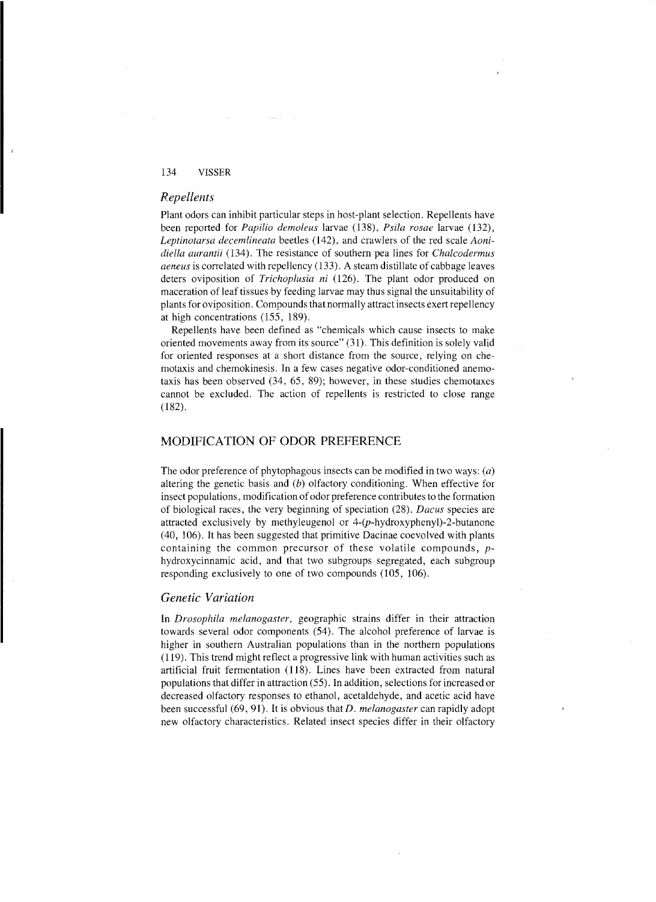### *Repellents*

Plant odors can inhibit particular steps in host-plant selection. Repellents have been reported for *Papilio demoleus* larvae (138), *Psila rosae* larvae (132), *Leptinotarsa decemlineata* beetles (142), and crawlers of the red scale *Aonidiella aurantii* (134). The resistance of southern pea lines for *Chalcodermus aeneus* is correlated with repellency (133). A steam distillate of cabbage leaves deters oviposition of *Trichoplusia ni* (126). The plant odor produced on maceration of leaf tissues by feeding larvae may thus signal the unsuitability of plants for oviposition. Compounds that normally attract insects exert repellency at high concentrations (155, 189).

Repellents have been defined as "chemicals which cause insects to make oriented movements away from its source" (31). This definition is solely valid for oriented responses at a short distance from the source, relying on chemotaxis and chemokinesis. In a few cases negative odor-conditioned anemotaxis has been observed (34, 65, 89); however, in these studies chemotaxes cannot be excluded. The action of repellents is restricted to close range (182).

## MODIFICATION OF ODOR PREFERENCE

The odor preference of phytophagous insects can be modified in two ways: (*a*) altering the genetic basis and (*b*) olfactory conditioning. When effective for insect populations, modification of odor preference contributes to the formation of biological races, the very beginning of speciation (28). *Dacus* species are attracted exclusively by methyleugenol or 4-(*p*-hydroxyphenyl)-2-butanone (40, 106). It has been suggested that primitive Dacinae coevolved with plants containing the common precursor of these volatile compounds, *p*-hydroxycinnamic acid, and that two subgroups segregated, each subgroup responding exclusively to one of two compounds (105, 106).

### *Genetic Variation*

In *Drosophila melanogaster*, geographic strains differ in their attraction towards several odor components (54). The alcohol preference of larvae is higher in southern Australian populations than in the northern populations (119). This trend might reflect a progressive link with human activities such as artificial fruit fermentation (118). Lines have been extracted from natural populations that differ in attraction (55). In addition, selections for increased or decreased olfactory responses to ethanol, acetaldehyde, and acetic acid have been successful (69, 91). It is obvious that *D. melanogaster* can rapidly adopt new olfactory characteristics. Related insect species differ in their olfactory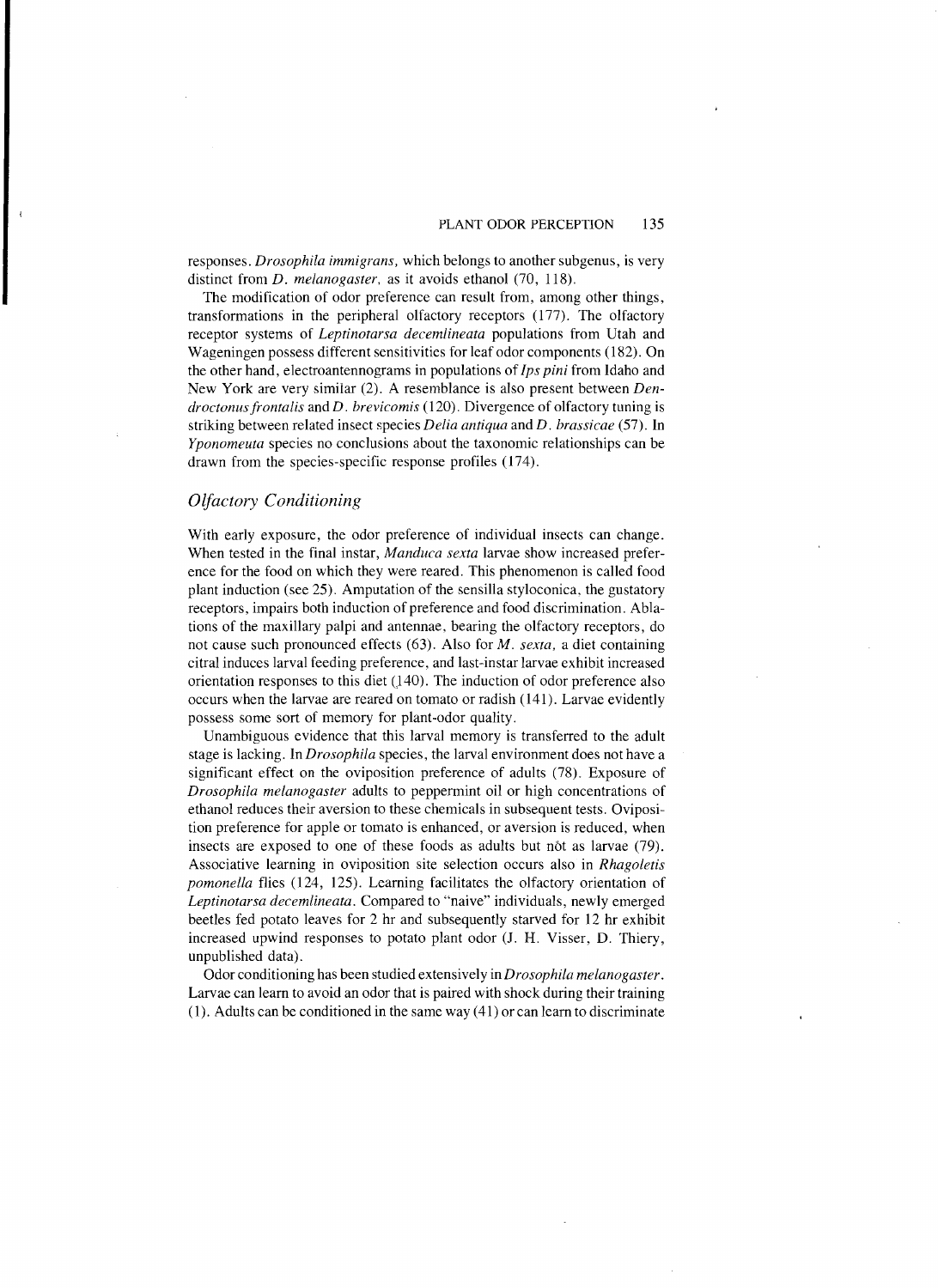responses. *Drosophila immigrans*, which belongs to another subgenus, is very distinct from *D. melanogaster*, as it avoids ethanol (70, 118).

The modification of odor preference can result from, among other things, transformations in the peripheral olfactory receptors (177). The olfactory receptor systems of *Leptinotarsa decemlineata* populations from Utah and Wageningen possess different sensitivities for leaf odor components (182). On the other hand, electroantennograms in populations of *Ips pini* from Idaho and New York are very similar (2). A resemblance is also present between *Dendroctonus frontalis* and *D. brevicomis* (120). Divergence of olfactory tuning is striking between related insect species *Delia antiqua* and *D. brassicae* (57). In *Yponomeuta* species no conclusions about the taxonomic relationships can be drawn from the species-specific response profiles (174).

## *Olfactory Conditioning*

With early exposure, the odor preference of individual insects can change. When tested in the final instar, *Manduca sexta* larvae show increased preference for the food on which they were reared. This phenomenon is called food plant induction (see 25). Amputation of the sensilla styloconica, the gustatory receptors, impairs both induction of preference and food discrimination. Ablations of the maxillary palpi and antennae, bearing the olfactory receptors, do not cause such pronounced effects (63). Also for *M. sexta*, a diet containing citral induces larval feeding preference, and last-instar larvae exhibit increased orientation responses to this diet (140). The induction of odor preference also occurs when the larvae are reared on tomato or radish (141). Larvae evidently possess some sort of memory for plant-odor quality.

Unambiguous evidence that this larval memory is transferred to the adult stage is lacking. In *Drosophila* species, the larval environment does not have a significant effect on the oviposition preference of adults (78). Exposure of *Drosophila melanogaster* adults to peppermint oil or high concentrations of ethanol reduces their aversion to these chemicals in subsequent tests. Oviposition preference for apple or tomato is enhanced, or aversion is reduced, when insects are exposed to one of these foods as adults but not as larvae (79). Associative learning in oviposition site selection occurs also in *Rhagoletis pomonella* flies (124, 125). Learning facilitates the olfactory orientation of *Leptinotarsa decemlineata*. Compared to "naive" individuals, newly emerged beetles fed potato leaves for 2 hr and subsequently starved for 12 hr exhibit increased upwind responses to potato plant odor (J. H. Visser, D. Thiery, unpublished data).

Odor conditioning has been studied extensively in *Drosophila melanogaster*. Larvae can learn to avoid an odor that is paired with shock during their training (1). Adults can be conditioned in the same way (41) or can learn to discriminate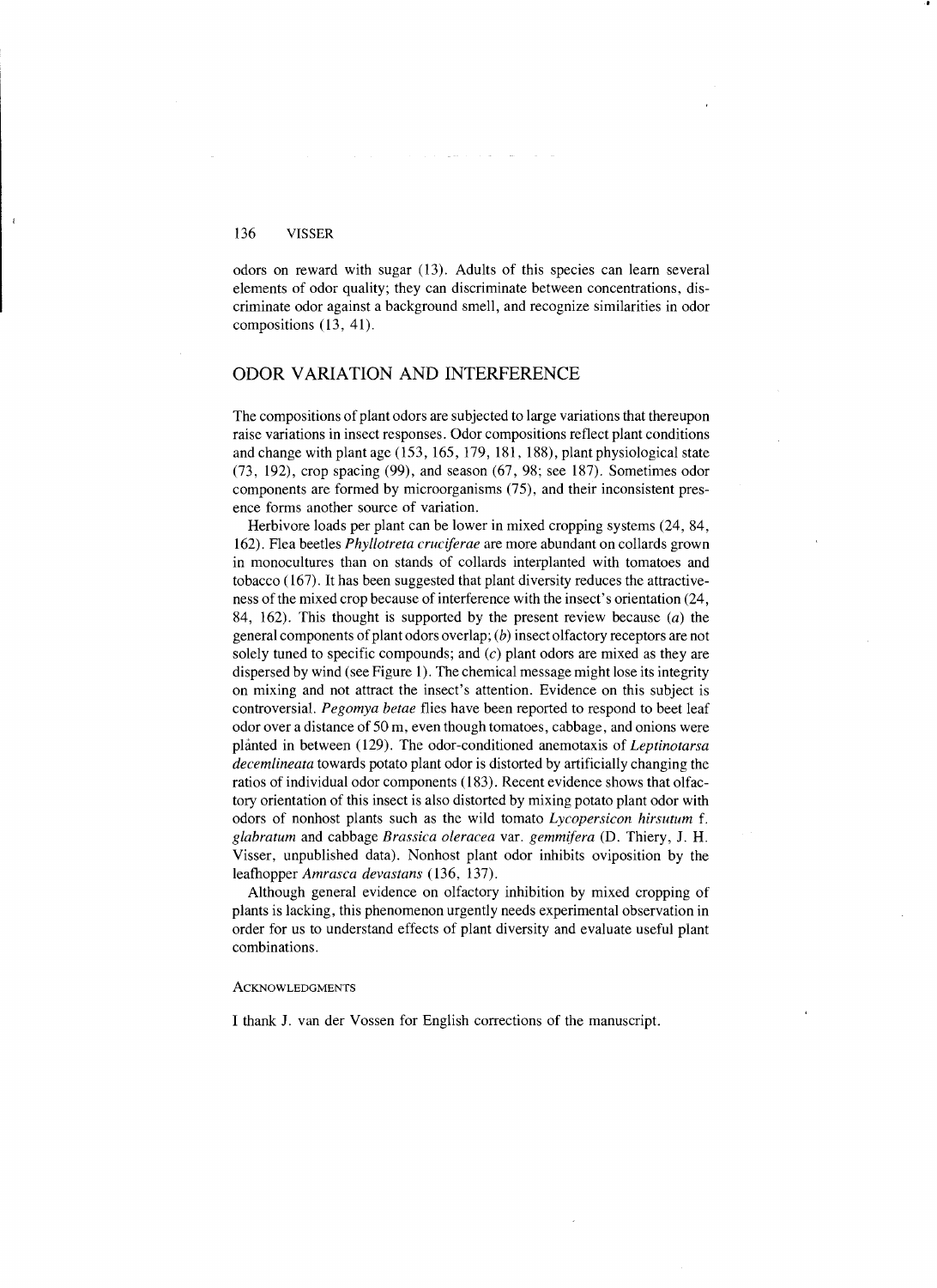odors on reward with sugar (13). Adults of this species can learn several elements of odor quality; they can discriminate between concentrations, discriminate odor against a background smell, and recognize similarities in odor compositions (13, 41).

## ODOR VARIATION AND INTERFERENCE

The compositions of plant odors are subjected to large variations that thereupon raise variations in insect responses. Odor compositions reflect plant conditions and change with plant age (153, 165, 179, 181, 188), plant physiological state (73, 192), crop spacing (99), and season (67, 98; see 187). Sometimes odor components are formed by microorganisms (75), and their inconsistent presence forms another source of variation.

Herbivore loads per plant can be lower in mixed cropping systems (24, 84, 162). Flea beetles *Phyllotreta cruciferae* are more abundant on collards grown in monocultures than on stands of collards interplanted with tomatoes and tobacco (167). It has been suggested that plant diversity reduces the attractiveness of the mixed crop because of interference with the insect's orientation (24, 84, 162). This thought is supported by the present review because (*a*) the general components of plant odors overlap; (*b*) insect olfactory receptors are not solely tuned to specific compounds; and (*c*) plant odors are mixed as they are dispersed by wind (see Figure 1). The chemical message might lose its integrity on mixing and not attract the insect's attention. Evidence on this subject is controversial. *Pegomya betae* flies have been reported to respond to beet leaf odor over a distance of 50 m, even though tomatoes, cabbage, and onions were planted in between (129). The odor-conditioned anemotaxis of *Leptinotarsa decemlineata* towards potato plant odor is distorted by artificially changing the ratios of individual odor components (183). Recent evidence shows that olfactory orientation of this insect is also distorted by mixing potato plant odor with odors of nonhost plants such as the wild tomato *Lycopersicon hirsutum* f. *glabratum* and cabbage *Brassica oleracea* var. *gemmifera* (D. Thiery, J. H. Visser, unpublished data). Nonhost plant odor inhibits oviposition by the leafhopper *Amrasca devastans* (136, 137).

Although general evidence on olfactory inhibition by mixed cropping of plants is lacking, this phenomenon urgently needs experimental observation in order for us to understand effects of plant diversity and evaluate useful plant combinations.

### ACKNOWLEDGMENTS

I thank J. van der Vossen for English corrections of the manuscript.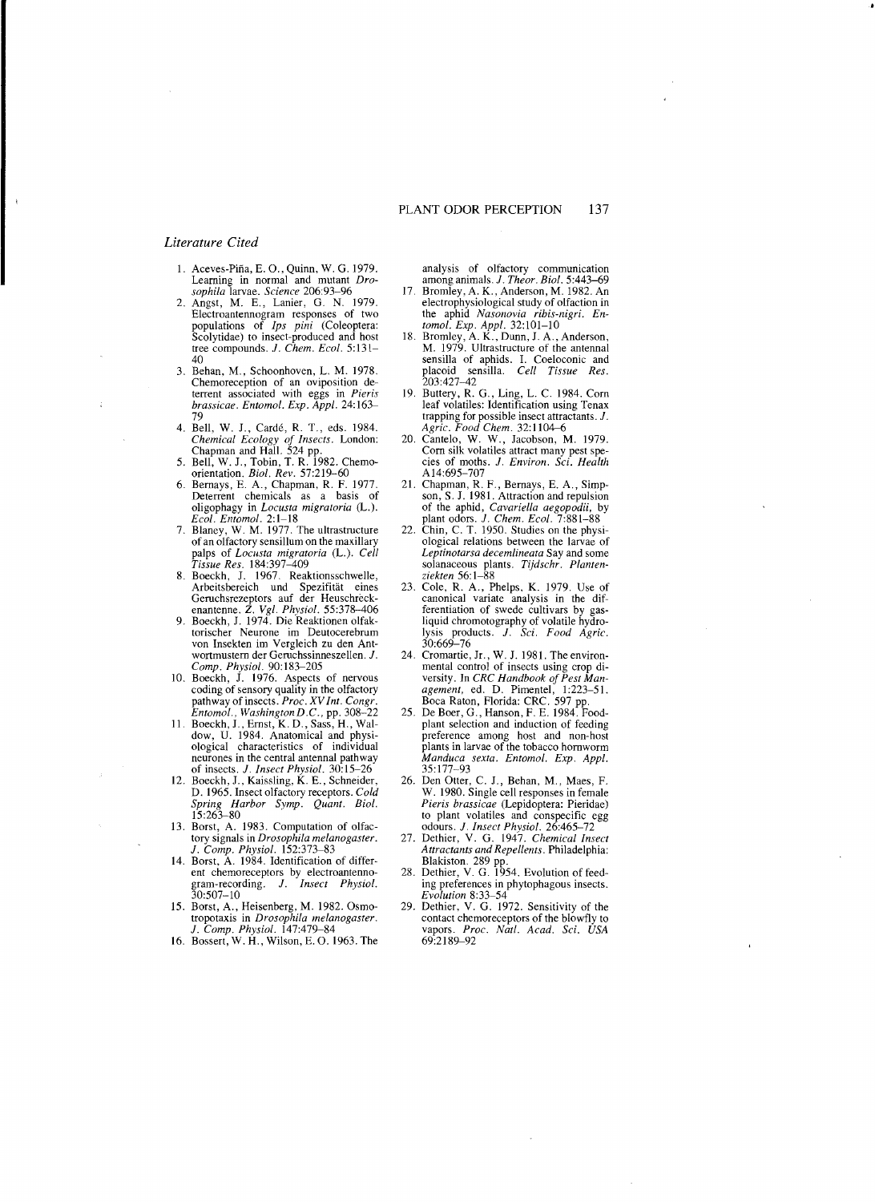### Literature Cited

1. Aceves-Piña, E. O., Quinn, W. G. 1979. Learning in normal and mutant *Drosophila* larvae. *Science* 206:93–96
2. Angst, M. E., Lanier, G. N. 1979. Electroantennogram responses of two populations of *Ips pini* (Coleoptera: Scolytidae) to insect-produced and host tree compounds. *J. Chem. Ecol.* 5:131–40
3. Behan, M., Schoonhoven, L. M. 1978. Chemoreception of an oviposition deterrent associated with eggs in *Pieris brassicae*. *Entomol. Exp. Appl.* 24:163–79
4. Bell, W. J., Cardé, R. T., eds. 1984. *Chemical Ecology of Insects*. London: Chapman and Hall. 524 pp.
5. Bell, W. J., Tobin, T. R. 1982. Chemo-orientation. *Biol. Rev.* 57:219–60
6. Bernays, E. A., Chapman, R. F. 1977. Deterrent chemicals as a basis of oligophagy in *Locusta migratoria* (L.). *Ecol. Entomol.* 2:1–18
7. Blaney, W. M. 1977. The ultrastructure of an olfactory sensillum on the maxillary palps of *Locusta migratoria* (L.). *Cell Tissue Res.* 184:397–409
8. Boeckh, J. 1967. Reaktionsschwelle, Arbeitsbereich und Spezifität eines Geruchsrezeptors auf der Heuschreckenantenne. *Z. Vgl. Physiol.* 55:378–406
9. Boeckh, J. 1974. Die Reaktionen olfaktorischer Neurone im Deutocerebrum von Insekten im Vergleich zu den Antwortmustern der Geruchssinneszellen. *J. Comp. Physiol.* 90:183–205
10. Boeckh, J. 1976. Aspects of nervous coding of sensory quality in the olfactory pathway of insects. *Proc. XV Int. Congr. Entomol., Washington D.C.*, pp. 308–22
11. Boeckh, J., Ernst, K. D., Sass, H., Waldow, U. 1984. Anatomical and physiological characteristics of individual neurones in the central antennal pathway of insects. *J. Insect Physiol.* 30:15–26
12. Boeckh, J., Kaissling, K. E., Schneider, D. 1965. Insect olfactory receptors. *Cold Spring Harbor Symp. Quant. Biol.* 15:263–80
13. Borst, A. 1983. Computation of olfactory signals in *Drosophila melanogaster*. *J. Comp. Physiol.* 152:373–83
14. Borst, A. 1984. Identification of different chemoreceptors by electroantennogram-recording. *J. Insect Physiol.* 30:507–10
15. Borst, A., Heisenberg, M. 1982. Osmotropotaxis in *Drosophila melanogaster*. *J. Comp. Physiol.* 147:479–84
16. Bossert, W. H., Wilson, E. O. 1963. The analysis of olfactory communication among animals. *J. Theor. Biol.* 5:443–69
17. Bromley, A. K., Anderson, M. 1982. An electrophysiological study of olfaction in the aphid *Nasonovia ribis-nigri*. *Entomol. Exp. Appl.* 32:101–10
18. Bromley, A. K., Dunn, J. A., Anderson, M. 1979. Ultrastructure of the antennal sensilla of aphids. I. Coeloconic and placoid sensilla. *Cell Tissue Res.* 203:427–42
19. Buttery, R. G., Ling, L. C. 1984. Corn leaf volatiles: Identification using Tenax trapping for possible insect attractants. *J. Agric. Food Chem.* 32:1104–6
20. Cantelo, W. W., Jacobson, M. 1979. Corn silk volatiles attract many pest species of moths. *J. Environ. Sci. Health* A14:695–707
21. Chapman, R. F., Bernays, E. A., Simpson, S. J. 1981. Attraction and repulsion of the aphid, *Cavariella aegopodii*, by plant odors. *J. Chem. Ecol.* 7:881–88
22. Chin, C. T. 1950. Studies on the physiological relations between the larvae of *Leptinotarsa decemlineata* Say and some solanaceous plants. *Tijdschr. Plantenziekten* 56:1–88
23. Cole, R. A., Phelps, K. 1979. Use of canonical variate analysis in the differentiation of swede cultivars by gas-liquid chromatography of volatile hydrolysis products. *J. Sci. Food Agric.* 30:669–76
24. Cromartie, Jr., W. J. 1981. The environmental control of insects using crop diversity. In *CRC Handbook of Pest Management*, ed. D. Pimentel, 1:223–51. Boca Raton, Florida: CRC. 597 pp.
25. De Boer, G., Hanson, F. E. 1984. Foodplant selection and induction of feeding preference among host and non-host plants in larvae of the tobacco hornworm *Manduca sexta*. *Entomol. Exp. Appl.* 35:177–93
26. Den Otter, C. J., Behan, M., Maes, F. W. 1980. Single cell responses in female *Pieris brassicae* (Lepidoptera: Pieridae) to plant volatiles and conspecific egg odours. *J. Insect Physiol.* 26:465–72
27. Dethier, V. G. 1947. *Chemical Insect Attractants and Repellents*. Philadelphia: Blakiston. 289 pp.
28. Dethier, V. G. 1954. Evolution of feeding preferences in phytophagous insects. *Evolution* 8:33–54
29. Dethier, V. G. 1972. Sensitivity of the contact chemoreceptors of the blowfly to vapors. *Proc. Natl. Acad. Sci. USA* 69:2189–92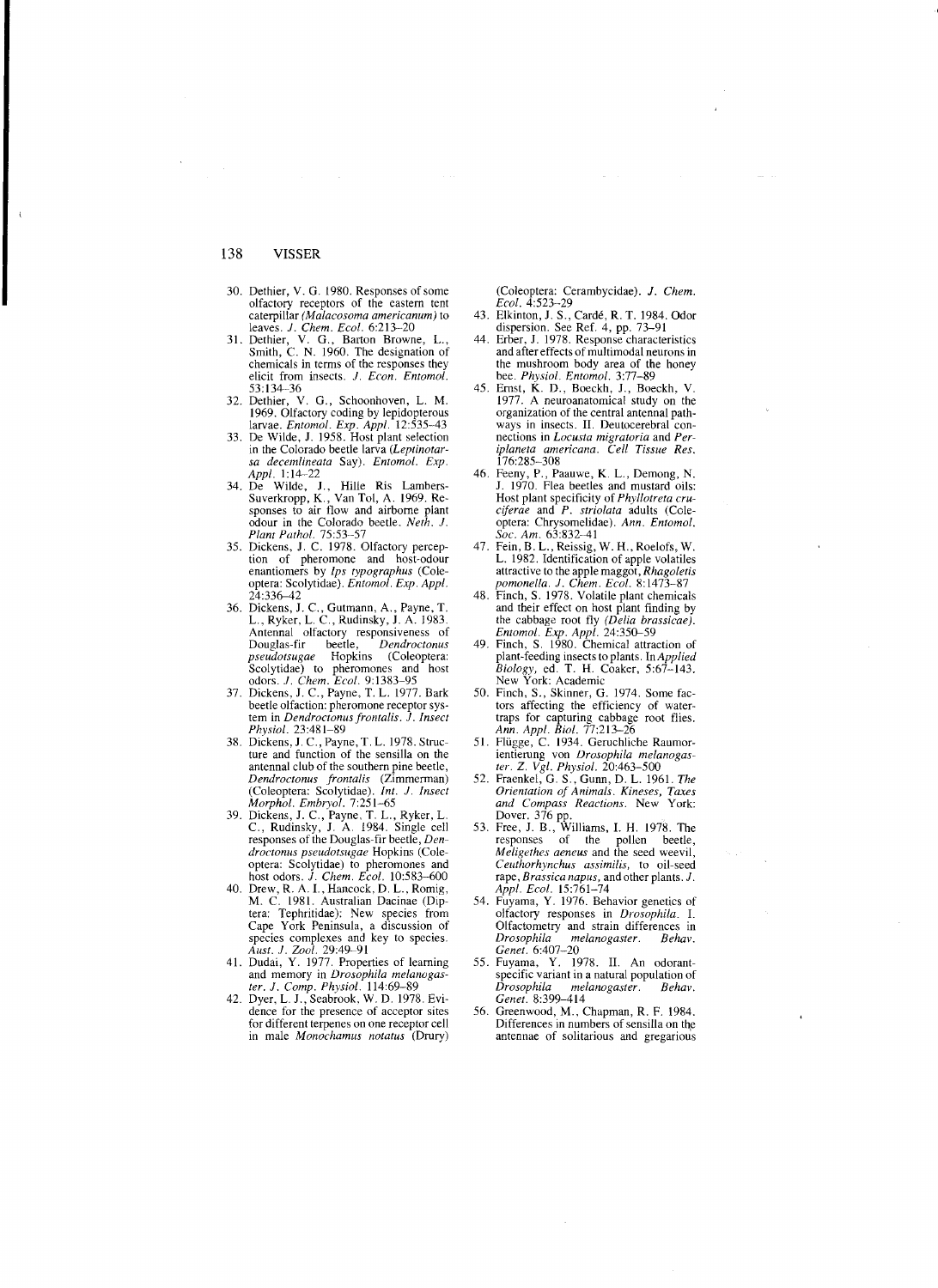30. Dethier, V. G. 1980. Responses of some olfactory receptors of the eastern tent caterpillar *(Malacosoma americanum)* to leaves. *J. Chem. Ecol.* 6:213–20
31. Dethier, V. G., Barton Browne, L., Smith, C. N. 1960. The designation of chemicals in terms of the responses they elicit from insects. *J. Econ. Entomol.* 53:134–36
32. Dethier, V. G., Schoonhoven, L. M. 1969. Olfactory coding by lepidopterous larvae. *Entomol. Exp. Appl.* 12:535–43
33. De Wilde, J. 1958. Host plant selection in the Colorado beetle larva (*Leptinotarsa decemlineata* Say). *Entomol. Exp. Appl.* 1:14–22
34. De Wilde, J., Hille Ris Lambers-Suverkropp, K., Van Tol, A. 1969. Responses to air flow and airborne plant odour in the Colorado beetle. *Neth. J. Plant Pathol.* 75:53–57
35. Dickens, J. C. 1978. Olfactory perception of pheromone and host-odour enantiomers by *Ips typographus* (Coleoptera: Scolytidae). *Entomol. Exp. Appl.* 24:336–42
36. Dickens, J. C., Gutmann, A., Payne, T. L., Ryker, L. C., Rudinsky, J. A. 1983. Antennal olfactory responsiveness of Douglas-fir beetle, *Dendroctonus pseudotsugae* Hopkins (Coleoptera: Scolytidae) to pheromones and host odors. *J. Chem. Ecol.* 9:1383–95
37. Dickens, J. C., Payne, T. L. 1977. Bark beetle olfaction: pheromone receptor system in *Dendroctonus frontalis*. *J. Insect Physiol.* 23:481–89
38. Dickens, J. C., Payne, T. L. 1978. Structure and function of the sensilla on the antennal club of the southern pine beetle, *Dendroctonus frontalis* (Zimmerman) (Coleoptera: Scolytidae). *Int. J. Insect Morphol. Embryol.* 7:251–65
39. Dickens, J. C., Payne, T. L., Ryker, L. C., Rudinsky, J. A. 1984. Single cell responses of the Douglas-fir beetle, *Dendroctonus pseudotsugae* Hopkins (Coleoptera: Scolytidae) to pheromones and host odors. *J. Chem. Ecol.* 10:583–600
40. Drew, R. A. I., Hancock, D. L., Romig, M. C. 1981. Australian Dacinae (Diptera: Tephritidae): New species from Cape York Peninsula, a discussion of species complexes and key to species. *Aust. J. Zool.* 29:49–91
41. Dudai, Y. 1977. Properties of learning and memory in *Drosophila melanogaster*. *J. Comp. Physiol.* 114:69–89
42. Dyer, L. J., Seabrook, W. D. 1978. Evidence for the presence of acceptor sites for different terpenes on one receptor cell in male *Monochamus notatus* (Drury) (Coleoptera: Cerambycidae). *J. Chem. Ecol.* 4:523–29
43. Elkinton, J. S., Cardé, R. T. 1984. Odor dispersion. See Ref. 4, pp. 73–91
44. Erber, J. 1978. Response characteristics and after effects of multimodal neurons in the mushroom body area of the honey bee. *Physiol. Entomol.* 3:77–89
45. Ernst, K. D., Boeckh, J., Boeckh, V. 1977. A neuroanatomical study on the organization of the central antennal pathways in insects. II. Deutocerebral connections in *Locusta migratoria* and *Periplaneta americana*. *Cell Tissue Res.* 176:285–308
46. Feeny, P., Paauwe, K. L., Demong, N. J. 1970. Flea beetles and mustard oils: Host plant specificity of *Phyllotreta cruciferae* and *P. striolata* adults (Coleoptera: Chrysomelidae). *Ann. Entomol. Soc. Am.* 63:832–41
47. Fein, B. L., Reissig, W. H., Roelofs, W. L. 1982. Identification of apple volatiles attractive to the apple maggot, *Rhagoletis pomonella*. *J. Chem. Ecol.* 8:1473–87
48. Finch, S. 1978. Volatile plant chemicals and their effect on host plant finding by the cabbage root fly *(Delia brassicae)*. *Entomol. Exp. Appl.* 24:350–59
49. Finch, S. 1980. Chemical attraction of plant-feeding insects to plants. In *Applied Biology*, ed. T. H. Coaker, 5:67–143. New York: Academic
50. Finch, S., Skinner, G. 1974. Some factors affecting the efficiency of water-traps for capturing cabbage root flies. *Ann. Appl. Biol.* 77:213–26
51. Flügge, C. 1934. Geruchliche Raumorientierung von *Drosophila melanogaster*. *Z. Vgl. Physiol.* 20:463–500
52. Fraenkel, G. S., Gunn, D. L. 1961. *The Orientation of Animals. Kineses, Taxes and Compass Reactions*. New York: Dover. 376 pp.
53. Free, J. B., Williams, I. H. 1978. The responses of the pollen beetle, *Meligethes aeneus* and the seed weevil, *Ceuthorhynchus assimilis*, to oil-seed rape, *Brassica napus*, and other plants. *J. Appl. Ecol.* 15:761–74
54. Fuyama, Y. 1976. Behavior genetics of olfactory responses in *Drosophila*. I. Olfactometry and strain differences in *Drosophila melanogaster*. *Behav. Genet.* 6:407–20
55. Fuyama, Y. 1978. II. An odorant-specific variant in a natural population of *Drosophila melanogaster*. *Behav. Genet.* 8:399–414
56. Greenwood, M., Chapman, R. F. 1984. Differences in numbers of sensilla on the antennae of solitarious and gregarious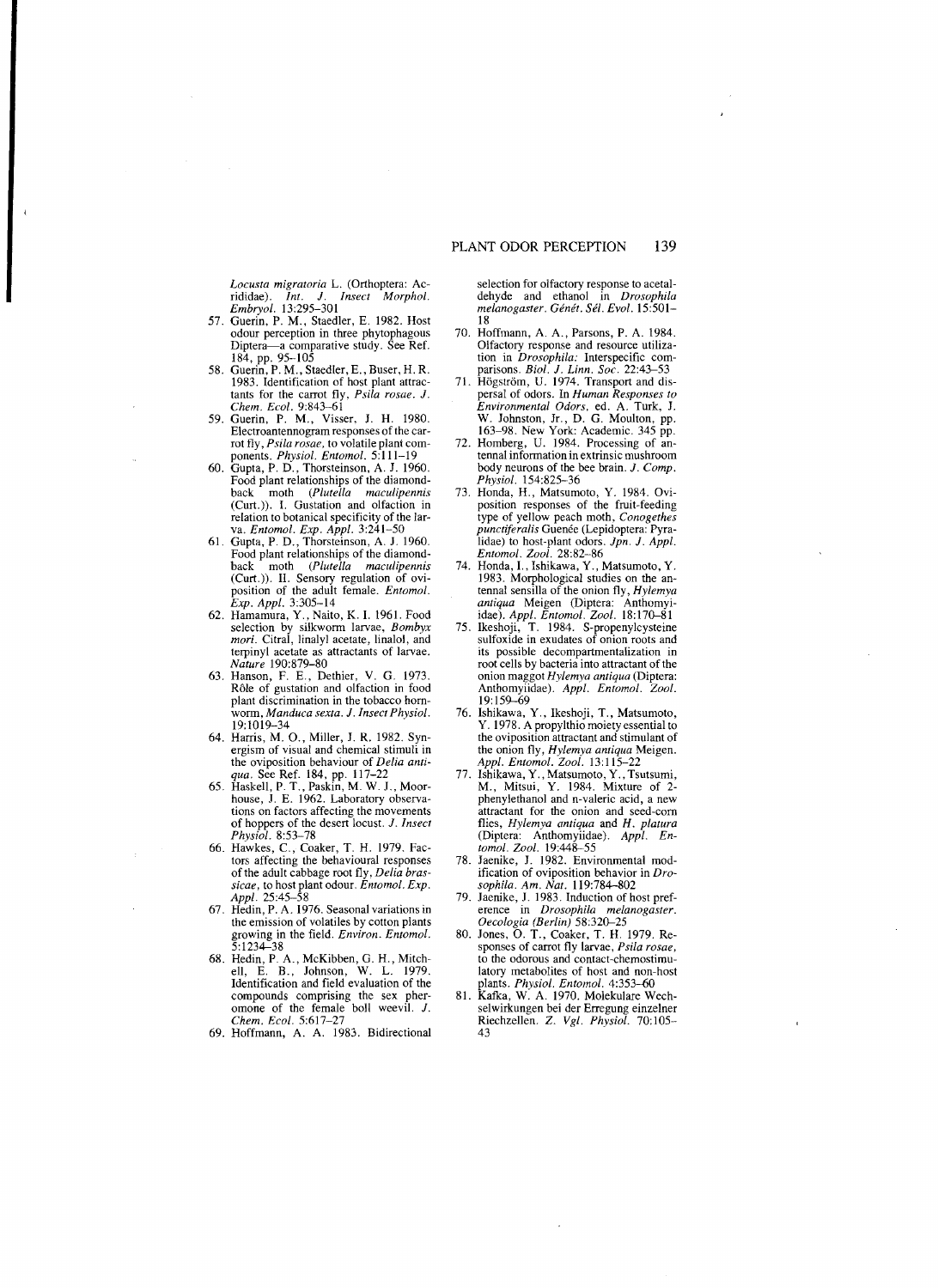*Locusta migratoria* L. (Orthoptera: Acrididae). *Int. J. Insect Morphol. Embryol.* 13:295–301

57. Guerin, P. M., Staedler, E. 1982. Host odour perception in three phytophagous Diptera—a comparative study. See Ref. 184, pp. 95–105
58. Guerin, P. M., Staedler, E., Buser, H. R. 1983. Identification of host plant attractants for the carrot fly, *Psila rosae*. *J. Chem. Ecol.* 9:843–61
59. Guerin, P. M., Visser, J. H. 1980. Electroantennogram responses of the carrot fly, *Psila rosae*, to volatile plant components. *Physiol. Entomol.* 5:111–19
60. Gupta, P. D., Thorsteinson, A. J. 1960. Food plant relationships of the diamondback moth (*Plutella maculipennis* (Curt.)). I. Gustation and olfaction in relation to botanical specificity of the larva. *Entomol. Exp. Appl.* 3:241–50
61. Gupta, P. D., Thorsteinson, A. J. 1960. Food plant relationships of the diamondback moth (*Plutella maculipennis* (Curt.)). II. Sensory regulation of oviposition of the adult female. *Entomol. Exp. Appl.* 3:305–14
62. Hamamura, Y., Naito, K. I. 1961. Food selection by silkworm larvae, *Bombyx mori*. Citral, linalyl acetate, linalol, and terpinyl acetate as attractants of larvae. *Nature* 190:879–80
63. Hanson, F. E., Dethier, V. G. 1973. Rôle of gustation and olfaction in food plant discrimination in the tobacco hornworm, *Manduca sexta*. *J. Insect Physiol.* 19:1019–34
64. Harris, M. O., Miller, J. R. 1982. Synergism of visual and chemical stimuli in the oviposition behaviour of *Delia antiqua*. See Ref. 184, pp. 117–22
65. Haskell, P. T., Paskin, M. W. J., Moorhouse, J. E. 1962. Laboratory observations on factors affecting the movements of hoppers of the desert locust. *J. Insect Physiol.* 8:53–78
66. Hawkes, C., Coaker, T. H. 1979. Factors affecting the behavioural responses of the adult cabbage root fly, *Delia brassicae*, to host plant odour. *Entomol. Exp. Appl.* 25:45–58
67. Hedin, P. A. 1976. Seasonal variations in the emission of volatiles by cotton plants growing in the field. *Environ. Entomol.* 5:1234–38
68. Hedin, P. A., McKibben, G. H., Mitchell, E. B., Johnson, W. L. 1979. Identification and field evaluation of the compounds comprising the sex pheromone of the female boll weevil. *J. Chem. Ecol.* 5:617–27
69. Hoffmann, A. A. 1983. Bidirectional selection for olfactory response to acetaldehyde and ethanol in *Drosophila melanogaster*. *Génét. Sél. Evol.* 15:501–18
70. Hoffmann, A. A., Parsons, P. A. 1984. Olfactory response and resource utilization in *Drosophila*: Interspecific comparisons. *Biol. J. Linn. Soc.* 22:43–53
71. Högström, U. 1974. Transport and dispersal of odors. In *Human Responses to Environmental Odors*, ed. A. Turk, J. W. Johnston, Jr., D. G. Moulton, pp. 163–98. New York: Academic. 345 pp.
72. Homberg, U. 1984. Processing of antennal information in extrinsic mushroom body neurons of the bee brain. *J. Comp. Physiol.* 154:825–36
73. Honda, H., Matsumoto, Y. 1984. Oviposition responses of the fruit-feeding type of yellow peach moth, *Conogethes punctiferalis* Guenée (Lepidoptera: Pyralidae) to host-plant odors. *Jpn. J. Appl. Entomol. Zool.* 28:82–86
74. Honda, I., Ishikawa, Y., Matsumoto, Y. 1983. Morphological studies on the antennal sensilla of the onion fly, *Hylemya antiqua* Meigen (Diptera: Anthomyiidae). *Appl. Entomol. Zool.* 18:170–81
75. Ikeshoji, T. 1984. S-propenylcysteine sulfoxide in exudates of onion roots and its possible decompartmentalization in root cells by bacteria into attractant of the onion maggot *Hylemya antiqua* (Diptera: Anthomyiidae). *Appl. Entomol. Zool.* 19:159–69
76. Ishikawa, Y., Ikeshoji, T., Matsumoto, Y. 1978. A propylthio moiety essential to the oviposition attractant and stimulant of the onion fly, *Hylemya antiqua* Meigen. *Appl. Entomol. Zool.* 13:115–22
77. Ishikawa, Y., Matsumoto, Y., Tsutsumi, M., Mitsui, Y. 1984. Mixture of 2-phenylethanol and n-valeric acid, a new attractant for the onion and seed-corn flies, *Hylemya antiqua* and *H. platura* (Diptera: Anthomyiidae). *Appl. Entomol. Zool.* 19:448–55
78. Jaenike, J. 1982. Environmental modification of oviposition behavior in *Drosophila*. *Am. Nat.* 119:784–802
79. Jaenike, J. 1983. Induction of host preference in *Drosophila melanogaster*. *Oecologia (Berlin)* 58:320–25
80. Jones, O. T., Coaker, T. H. 1979. Responses of carrot fly larvae, *Psila rosae*, to the odorous and contact-chemostimulatory metabolites of host and non-host plants. *Physiol. Entomol.* 4:353–60
81. Kafka, W. A. 1970. Molekulare Wechselwirkungen bei der Erregung einzelner Riechzellen. *Z. Vgl. Physiol.* 70:105–43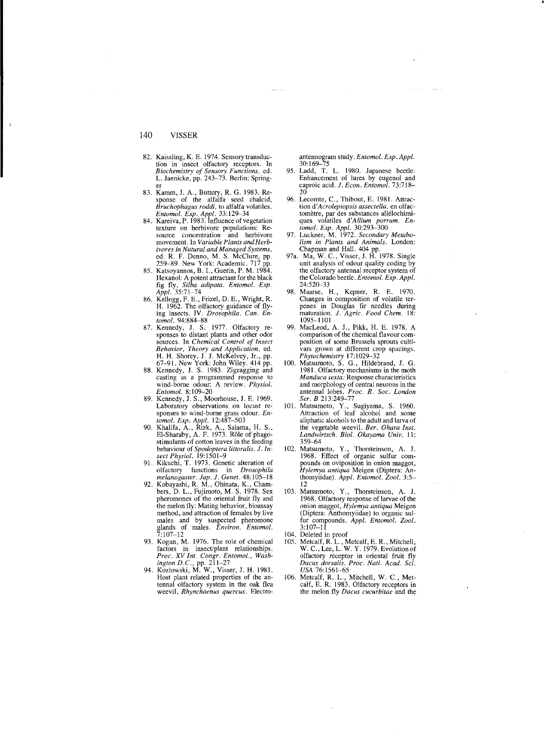82. Kaissling, K. E. 1974. Sensory transduction in insect olfactory receptors. In *Biochemistry of Sensory Functions*, ed. L. Jaenicke, pp. 243–73. Berlin: Springer
83. Kamm, J. A., Buttery, R. G. 1983. Response of the alfalfa seed chalcid, *Bruchophagus roddi*, to alfalfa volatiles. *Entomol. Exp. Appl.* 33:129–34
84. Kareiva, P. 1983. Influence of vegetation texture on herbivore populations: Resource concentration and herbivore movement. In *Variable Plants and Herbivores in Natural and Managed Systems*, ed. R. F. Denno, M. S. McClure, pp. 259–89. New York: Academic. 717 pp.
85. Katsoyannos, B. I., Guerin, P. M. 1984. Hexanol: A potent attractant for the black fig fly, *Silba adipata*. *Entomol. Exp. Appl.* 35:71–74
86. Kellogg, F. E., Frizel, D. E., Wright, R. H. 1962. The olfactory guidance of flying insects. IV. *Drosophila*. *Can. Entomol.* 94:884–88
87. Kennedy, J. S. 1977. Olfactory responses to distant plants and other odor sources. In *Chemical Control of Insect Behavior, Theory and Application*, ed. H. H. Shorey, J. J. McKelvey, Jr., pp. 67–91. New York: John Wiley. 414 pp.
88. Kennedy, J. S. 1983. Zigzagging and casting as a programmed response to wind-borne odour: A review. *Physiol. Entomol.* 8:109–20
89. Kennedy, J. S., Moorhouse, J. E. 1969. Laboratory observations on locust responses to wind-borne grass odour. *Entomol. Exp. Appl.* 12:487–503
90. Khalifa, A., Rizk, A., Salama, H. S., El-Sharaby, A. F. 1973. Rôle of phagostimulants of cotton leaves in the feeding behaviour of *Spodoptera littoralis*. *J. Insect Physiol.* 19:1501–9
91. Kikuchi, T. 1973. Genetic alteration of olfactory functions in *Drosophila melanogaster*. *Jap. J. Genet.* 48:105–18
92. Kobayashi, R. M., Ohinata, K., Chambers, D. L., Fujimoto, M. S. 1978. Sex pheromones of the oriental fruit fly and the melon fly: Mating behavior, bioassay method, and attraction of females by live males and by suspected pheromone glands of males. *Environ. Entomol.* 7:107–12
93. Kogan, M. 1976. The role of chemical factors in insect/plant relationships. *Proc. XV Int. Congr. Entomol., Washington D.C.*, pp. 211–27
94. Kozlowski, M. W., Visser, J. H. 1981. Host plant related properties of the antennal olfactory system in the oak flea weevil, *Rhynchaenus quercus*. Electroantennogram study. *Entomol. Exp. Appl.* 30:169–75
95. Ladd, T. L. 1980. Japanese beetle: Enhancement of lures by eugenol and caproic acid. *J. Econ. Entomol.* 73:718–20
96. Lecomte, C., Thibout, E. 1981. Attraction d'*Acrolepiopsis assectella*, en olfactomètre, par des substances allélochimiques volatiles d'*Allium porrum*. *Entomol. Exp. Appl.* 30:293–300
97. Luckner, M. 1972. *Secondary Metabolism in Plants and Animals*. London: Chapman and Hall. 404 pp.

97a. Ma, W. C., Visser, J. H. 1978. Single unit analysis of odour quality coding by the olfactory antennal receptor system of the Colorado beetle. *Entomol. Exp. Appl.* 24:520–33

98. Maarse, H., Kepner, R. E. 1970. Changes in composition of volatile terpenes in Douglas fir needles during maturation. *J. Agric. Food Chem.* 18:1095–1101
99. MacLeod, A. J., Pikk, H. E. 1978. A comparison of the chemical flavour composition of some Brussels sprouts cultivars grown at different crop spacings. *Phytochemistry* 17:1029–32
100. Matsumoto, S. G., Hildebrand, J. G. 1981. Olfactory mechanisms in the moth *Manduca sexta*: Response characteristics and morphology of central neurons in the antennal lobes. *Proc. R. Soc. London Ser. B* 213:249–77
101. Matsumoto, Y., Sugiyama, S. 1960. Attraction of leaf alcohol and some aliphatic alcohols to the adult and larva of the vegetable weevil. *Ber. Ohara Inst. Landwirtsch. Biol. Okayama Univ.* 11:359–64
102. Matsumoto, Y., Thorsteinson, A. J. 1968. Effect of organic sulfur compounds on oviposition in onion maggot, *Hylemya antiqua* Meigen (Diptera: Anthomyiidae). *Appl. Entomol. Zool.* 3:5–12
103. Matsumoto, Y., Thorsteinson, A. J. 1968. Olfactory response of larvae of the onion maggot, *Hylemya antiqua* Meigen (Diptera: Anthomyiidae) to organic sulfur compounds. *Appl. Entomol. Zool.* 3:107–11
104. Deleted in proof
105. Metcalf, R. L., Metcalf, E. R., Mitchell, W. C., Lee, L. W. Y. 1979. Evolution of olfactory receptor in oriental fruit fly *Dacus dorsalis*. *Proc. Natl. Acad. Sci. USA* 76:1561–65
106. Metcalf, R. L., Mitchell, W. C., Metcalf, E. R. 1983. Olfactory receptors in the melon fly *Dacus cucurbitae* and the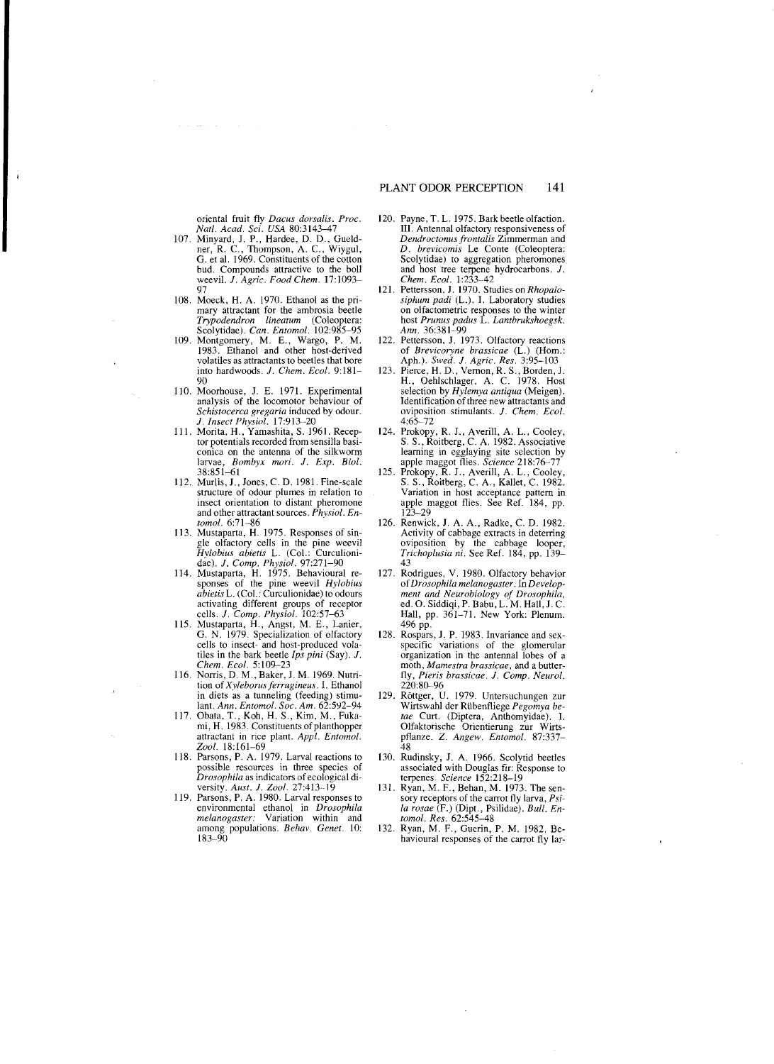oriental fruit fly *Dacus dorsalis*. *Proc. Natl. Acad. Sci. USA* 80:3143–47

107. Minyard, J. P., Hardee, D. D., Gueldner, R. C., Thompson, A. C., Wiygul, G. et al. 1969. Constituents of the cotton bud. Compounds attractive to the boll weevil. *J. Agric. Food Chem.* 17:1093–97
108. Moeck, H. A. 1970. Ethanol as the primary attractant for the ambrosia beetle *Trypodendron lineatum* (Coleoptera: Scolytidae). *Can. Entomol.* 102:985–95
109. Montgomery, M. E., Wargo, P. M. 1983. Ethanol and other host-derived volatiles as attractants to beetles that bore into hardwoods. *J. Chem. Ecol.* 9:181–90
110. Moorhouse, J. E. 1971. Experimental analysis of the locomotor behaviour of *Schistocerca gregaria* induced by odour. *J. Insect Physiol.* 17:913–20
111. Morita, H., Yamashita, S. 1961. Receptor potentials recorded from sensilla basiconica on the antenna of the silkworm larvae, *Bombyx mori*. *J. Exp. Biol.* 38:851–61
112. Murlis, J., Jones, C. D. 1981. Fine-scale structure of odour plumes in relation to insect orientation to distant pheromone and other attractant sources. *Physiol. Entomol.* 6:71–86
113. Mustaparta, H. 1975. Responses of single olfactory cells in the pine weevil *Hylobius abietis* L. (Col.: Curculionidae). *J. Comp. Physiol.* 97:271–90
114. Mustaparta, H. 1975. Behavioural responses of the pine weevil *Hylobius abietis* L. (Col.: Curculionidae) to odours activating different groups of receptor cells. *J. Comp. Physiol.* 102:57–63
115. Mustaparta, H., Angst, M. E., Lanier, G. N. 1979. Specialization of olfactory cells to insect- and host-produced volatiles in the bark beetle *Ips pini* (Say). *J. Chem. Ecol.* 5:109–23
116. Norris, D. M., Baker, J. M. 1969. Nutrition of *Xyleborus ferrugineus*. I. Ethanol in diets as a tunneling (feeding) stimulant. *Ann. Entomol. Soc. Am.* 62:592–94
117. Obata, T., Koh, H. S., Kim, M., Fukami, H. 1983. Constituents of planthopper attractant in rice plant. *Appl. Entomol. Zool.* 18:161–69
118. Parsons, P. A. 1979. Larval reactions to possible resources in three species of *Drosophila* as indicators of ecological diversity. *Aust. J. Zool.* 27:413–19
119. Parsons, P. A. 1980. Larval responses to environmental ethanol in *Drosophila melanogaster*: Variation within and among populations. *Behav. Genet.* 10:183–90
120. Payne, T. L. 1975. Bark beetle olfaction. III. Antennal olfactory responsiveness of *Dendroctonus frontalis* Zimmerman and *D. brevicomis* Le Conte (Coleoptera: Scolytidae) to aggregation pheromones and host tree terpene hydrocarbons. *J. Chem. Ecol.* 1:233–42
121. Pettersson, J. 1970. Studies on *Rhopalosiphum padi* (L.). I. Laboratory studies on olfactometric responses to the winter host *Prunus padus* L. *Lantbrukshoegsk. Ann.* 36:381–99
122. Pettersson, J. 1973. Olfactory reactions of *Brevicoryne brassicae* (L.) (Hom.: Aph.). *Swed. J. Agric. Res.* 3:95–103
123. Pierce, H. D., Vernon, R. S., Borden, J. H., Oehlschlager, A. C. 1978. Host selection by *Hylemya antiqua* (Meigen). Identification of three new attractants and oviposition stimulants. *J. Chem. Ecol.* 4:65–72
124. Prokopy, R. J., Averill, A. L., Cooley, S. S., Roitberg, C. A. 1982. Associative learning in egglaying site selection by apple maggot flies. *Science* 218:76–77
125. Prokopy, R. J., Averill, A. L., Cooley, S. S., Roitberg, C. A., Kallet, C. 1982. Variation in host acceptance pattern in apple maggot flies. See Ref. 184, pp. 123–29
126. Renwick, J. A. A., Radke, C. D. 1982. Activity of cabbage extracts in deterring oviposition by the cabbage looper, *Trichoplusia ni*. See Ref. 184, pp. 139–43
127. Rodrigues, V. 1980. Olfactory behavior of *Drosophila melanogaster*. In *Development and Neurobiology of Drosophila*, ed. O. Siddiqi, P. Babu, L. M. Hall, J. C. Hall, pp. 361–71. New York: Plenum. 496 pp.
128. Rospars, J. P. 1983. Invariance and sex-specific variations of the glomerular organization in the antennal lobes of a moth, *Mamestra brassicae*, and a butterfly, *Pieris brassicae*. *J. Comp. Neurol.* 220:80–96
129. Röttger, U. 1979. Untersuchungen zur Wirtswahl der Rübenfliege *Pegomya betae* Curt. (Diptera, Anthomyidae). I. Olfaktorische Orientierung zur Wirtspflanze. *Z. Angew. Entomol.* 87:337–48
130. Rudinsky, J. A. 1966. Scolytid beetles associated with Douglas fir: Response to terpenes. *Science* 152:218–19
131. Ryan, M. F., Behan, M. 1973. The sensory receptors of the carrot fly larva, *Psila rosae* (F.) (Dipt., Psilidae). *Bull. Entomol. Res.* 62:545–48
132. Ryan, M. F., Guerin, P. M. 1982. Behavioural responses of the carrot fly lar-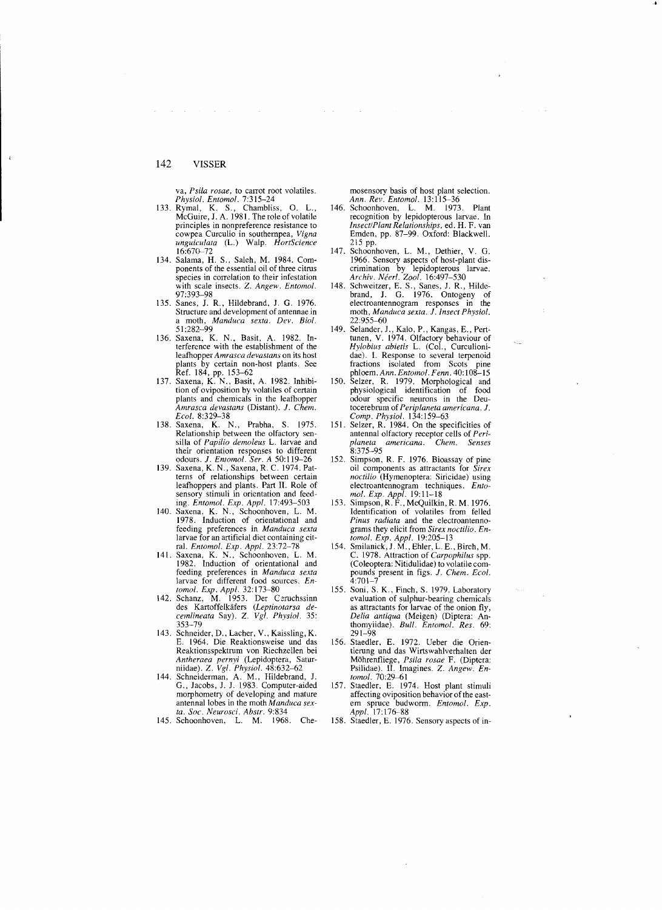va, *Psila rosae*, to carrot root volatiles. *Physiol. Entomol.* 7:315–24

133. Rymal, K. S., Chambliss, O. L., McGuire, J. A. 1981. The role of volatile principles in nonpreference resistance to cowpea Curculio in southernpea, *Vigna unguiculata* (L.) Walp. *HortScience* 16:670–72
134. Salama, H. S., Saleh, M. 1984. Components of the essential oil of three citrus species in correlation to their infestation with scale insects. *Z. Angew. Entomol.* 97:393–98
135. Sanes, J. R., Hildebrand, J. G. 1976. Structure and development of antennae in a moth, *Manduca sexta*. *Dev. Biol.* 51:282–99
136. Saxena, K. N., Basit, A. 1982. Interference with the establishment of the leafhopper *Amrasca devastans* on its host plants by certain non-host plants. See Ref. 184, pp. 153–62
137. Saxena, K. N., Basit, A. 1982. Inhibition of oviposition by volatiles of certain plants and chemicals in the leafhopper *Amrasca devastans* (Distant). *J. Chem. Ecol.* 8:329–38
138. Saxena, K. N., Prabha, S. 1975. Relationship between the olfactory sensilla of *Papilio demoleus* L. larvae and their orientation responses to different odours. *J. Entomol. Ser. A* 50:119–26
139. Saxena, K. N., Saxena, R. C. 1974. Patterns of relationships between certain leafhoppers and plants. Part II. Role of sensory stimuli in orientation and feeding. *Entomol. Exp. Appl.* 17:493–503
140. Saxena, K. N., Schoonhoven, L. M. 1978. Induction of orientational and feeding preferences in *Manduca sexta* larvae for an artificial diet containing citral. *Entomol. Exp. Appl.* 23:72–78
141. Saxena, K. N., Schoonhoven, L. M. 1982. Induction of orientational and feeding preferences in *Manduca sexta* larvae for different food sources. *Entomol. Exp. Appl.* 32:173–80
142. Schanz, M. 1953. Der Geruchssinn des Kartoffelkäfers (*Leptinotarsa decemlineata* Say). *Z. Vgl. Physiol.* 35: 353–79
143. Schneider, D., Lacher, V., Kaissling, K. E. 1964. Die Reaktionsweise und das Reaktionsspektrum von Riechzellen bei *Antheraea pernyi* (Lepidoptera, Saturniidae). *Z. Vgl. Physiol.* 48:632–62
144. Schneiderman, A. M., Hildebrand, J. G., Jacobs, J. J. 1983. Computer-aided morphometry of developing and mature antennal lobes in the moth *Manduca sexta*. *Soc. Neurosci. Abstr.* 9:834
145. Schoonhoven, L. M. 1968. Chemosensory basis of host plant selection. *Ann. Rev. Entomol.* 13:115–36
146. Schoonhoven, L. M. 1973. Plant recognition by lepidopterous larvae. In *Insect/Plant Relationships*, ed. H. F. van Emden, pp. 87–99. Oxford: Blackwell. 215 pp.
147. Schoonhoven, L. M., Dethier, V. G. 1966. Sensory aspects of host-plant discrimination by lepidopterous larvae. *Archiv. Néerl. Zool.* 16:497–530
148. Schweitzer, E. S., Sanes, J. R., Hildebrand, J. G. 1976. Ontogeny of electroantennogram responses in the moth, *Manduca sexta*. *J. Insect Physiol.* 22:955–60
149. Selander, J., Kalo, P., Kangas, E., Perttunen, V. 1974. Olfactory behaviour of *Hylobius abietis* L. (Col., Curculionidae). I. Response to several terpenoid fractions isolated from Scots pine phloem. *Ann. Entomol. Fenn.* 40:108–15
150. Selzer, R. 1979. Morphological and physiological identification of food odour specific neurons in the Deutocerebrum of *Periplaneta americana*. *J. Comp. Physiol.* 134:159–63
151. Selzer, R. 1984. On the specificities of antennal olfactory receptor cells of *Periplaneta americana*. *Chem. Senses* 8:375–95
152. Simpson, R. F. 1976. Bioassay of pine oil components as attractants for *Sirex noctilio* (Hymenoptera: Siricidae) using electroantennogram techniques. *Entomol. Exp. Appl.* 19:11–18
153. Simpson, R. F., McQuilkin, R. M. 1976. Identification of volatiles from felled *Pinus radiata* and the electroantennograms they elicit from *Sirex noctilio*. *Entomol. Exp. Appl.* 19:205–13
154. Smilanick, J. M., Ehler, L. E., Birch, M. C. 1978. Attraction of *Carpophilus* spp. (Coleoptera: Nitidulidae) to volatile compounds present in figs. *J. Chem. Ecol.* 4:701–7
155. Soni, S. K., Finch, S. 1979. Laboratory evaluation of sulphur-bearing chemicals as attractants for larvae of the onion fly, *Delia antiqua* (Meigen) (Diptera: Anthomyiidae). *Bull. Entomol. Res.* 69: 291–98
156. Staedler, E. 1972. Ueber die Orientierung und das Wirtswahlverhalten der Möhrenfliege, *Psila rosae* F. (Diptera: Psilidae). II. Imagines. *Z. Angew. Entomol.* 70:29–61
157. Staedler, E. 1974. Host plant stimuli affecting oviposition behavior of the eastern spruce budworm. *Entomol. Exp. Appl.* 17:176–88
158. Staedler, E. 1976. Sensory aspects of in-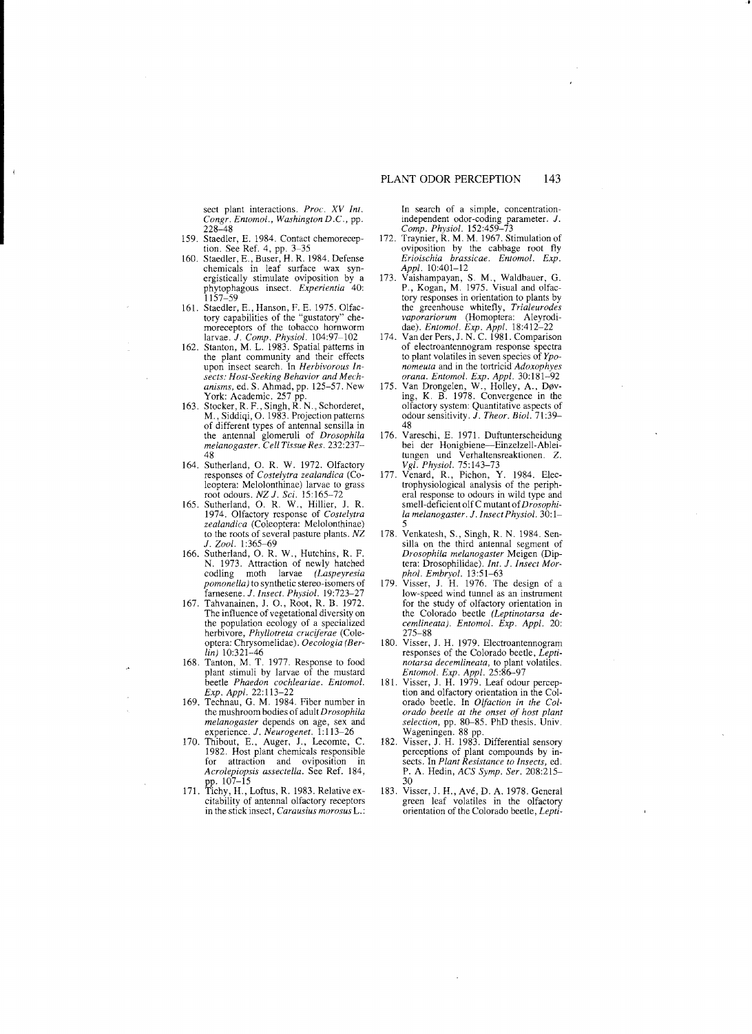sect plant interactions. *Proc. XV Int. Congr. Entomol., Washington D.C.*, pp. 228–48

159. Staedler, E. 1984. Contact chemoreception. See Ref. 4, pp. 3–35
160. Staedler, E., Buser, H. R. 1984. Defense chemicals in leaf surface wax synergistically stimulate oviposition by a phytophagous insect. *Experientia* 40: 1157–59
161. Staedler, E., Hanson, F. E. 1975. Olfactory capabilities of the "gustatory" chemoreceptors of the tobacco hornworm larvae. *J. Comp. Physiol.* 104:97–102
162. Stanton, M. L. 1983. Spatial patterns in the plant community and their effects upon insect search. In *Herbivorous Insects: Host-Seeking Behavior and Mechanisms*, ed. S. Ahmad, pp. 125–57. New York: Academic. 257 pp.
163. Stocker, R. F., Singh, R. N., Schorderet, M., Siddiqi, O. 1983. Projection patterns of different types of antennal sensilla in the antennal glomeruli of *Drosophila melanogaster*. *Cell Tissue Res.* 232:237–48
164. Sutherland, O. R. W. 1972. Olfactory responses of *Costelytra zealandica* (Coleoptera: Melolonthinae) larvae to grass root odours. *NZ J. Sci.* 15:165–72
165. Sutherland, O. R. W., Hillier, J. R. 1974. Olfactory response of *Costelytra zealandica* (Coleoptera: Melolonthinae) to the roots of several pasture plants. *NZ J. Zool.* 1:365–69
166. Sutherland, O. R. W., Hutchins, R. F. N. 1973. Attraction of newly hatched codling moth larvae *(Laspeyresia pomonella)* to synthetic stereo-isomers of farnesene. *J. Insect. Physiol.* 19:723–27
167. Tahvanainen, J. O., Root, R. B. 1972. The influence of vegetational diversity on the population ecology of a specialized herbivore, *Phyllotreta cruciferae* (Coleoptera: Chrysomelidae). *Oecologia (Berlin)* 10:321–46
168. Tanton, M. T. 1977. Response to food plant stimuli by larvae of the mustard beetle *Phaedon cochleariae*. *Entomol. Exp. Appl.* 22:113–22
169. Technau, G. M. 1984. Fiber number in the mushroom bodies of adult *Drosophila melanogaster* depends on age, sex and experience. *J. Neurogenet.* 1:113–26
170. Thibout, E., Auger, J., Lecomte, C. 1982. Host plant chemicals responsible for attraction and oviposition in *Acrolepiopsis assectella*. See Ref. 184, pp. 107–15
171. Tichy, H., Loftus, R. 1983. Relative excitability of antennal olfactory receptors in the stick insect, *Carausius morosus* L.: In search of a simple, concentration-independent odor-coding parameter. *J. Comp. Physiol.* 152:459–73
172. Traynier, R. M. M. 1967. Stimulation of oviposition by the cabbage root fly *Erioischia brassicae*. *Entomol. Exp. Appl.* 10:401–12
173. Vaishampayan, S. M., Waldbauer, G. P., Kogan, M. 1975. Visual and olfactory responses in orientation to plants by the greenhouse whitefly, *Trialeurodes vaporariorum* (Homoptera: Aleyrodidae). *Entomol. Exp. Appl.* 18:412–22
174. Van der Pers, J. N. C. 1981. Comparison of electroantennogram response spectra to plant volatiles in seven species of *Yponomeuta* and in the tortricid *Adoxophyes orana*. *Entomol. Exp. Appl.* 30:181–92
175. Van Drongelen, W., Holley, A., Døving, K. B. 1978. Convergence in the olfactory system: Quantitative aspects of odour sensitivity. *J. Theor. Biol.* 71:39–48
176. Vareschi, E. 1971. Duftunterscheidung bei der Honigbiene—Einzelzell-Ableitungen und Verhaltensreaktionen. *Z. Vgl. Physiol.* 75:143–73
177. Venard, R., Pichon, Y. 1984. Electrophysiological analysis of the peripheral response to odours in wild type and smell-deficient olf C mutant of *Drosophila melanogaster*. *J. Insect Physiol.* 30:1–5
178. Venkatesh, S., Singh, R. N. 1984. Sensilla on the third antennal segment of *Drosophila melanogaster* Meigen (Diptera: Drosophilidae). *Int. J. Insect Morphol. Embryol.* 13:51–63
179. Visser, J. H. 1976. The design of a low-speed wind tunnel as an instrument for the study of olfactory orientation in the Colorado beetle *(Leptinotarsa decemlineata)*. *Entomol. Exp. Appl.* 20: 275–88
180. Visser, J. H. 1979. Electroantennogram responses of the Colorado beetle, *Leptinotarsa decemlineata*, to plant volatiles. *Entomol. Exp. Appl.* 25:86–97
181. Visser, J. H. 1979. Leaf odour perception and olfactory orientation in the Colorado beetle. In *Olfaction in the Colorado beetle at the onset of host plant selection*, pp. 80–85. PhD thesis. Univ. Wageningen. 88 pp.
182. Visser, J. H. 1983. Differential sensory perceptions of plant compounds by insects. In *Plant Resistance to Insects*, ed. P. A. Hedin, *ACS Symp. Ser.* 208:215–30
183. Visser, J. H., Avé, D. A. 1978. General green leaf volatiles in the olfactory orientation of the Colorado beetle, *Lepti-*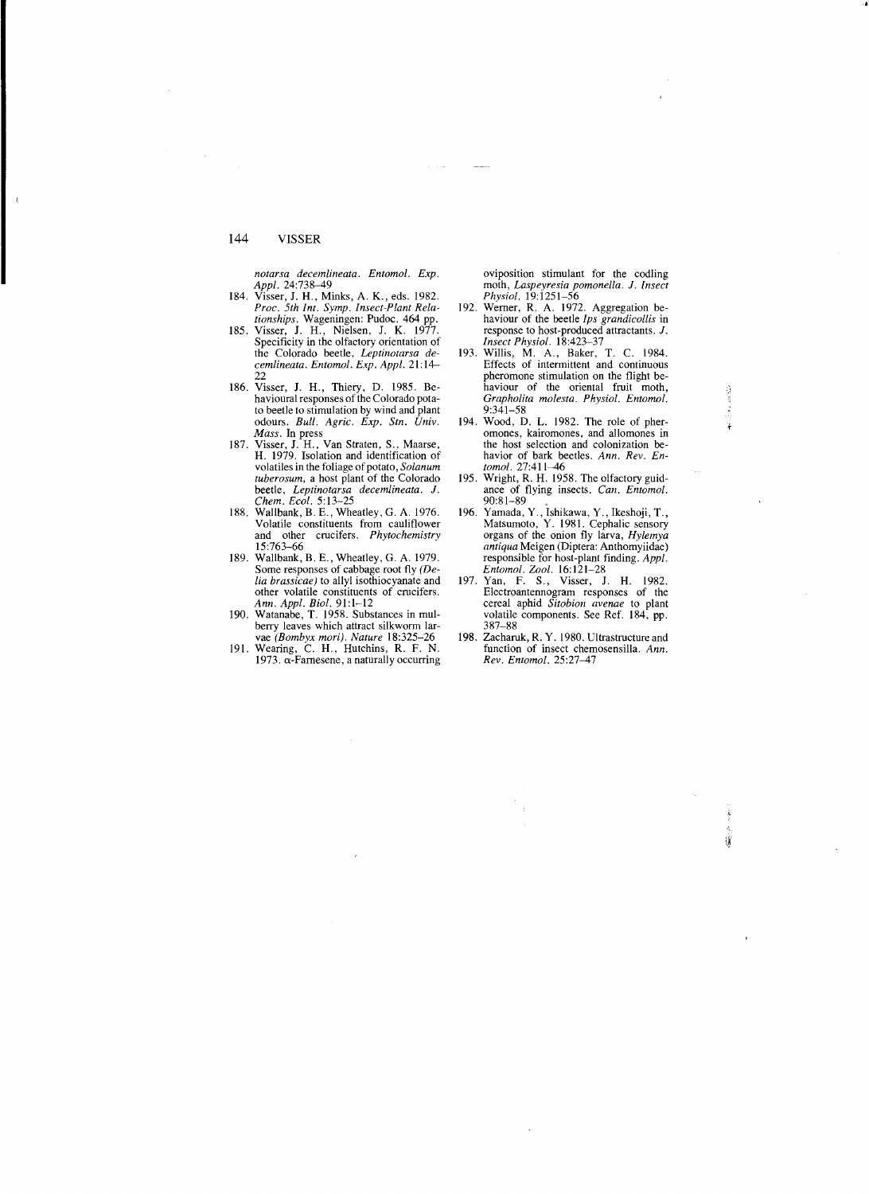notarsa decemlineata. *Entomol. Exp. Appl.* 24:738–49

184. Visser, J. H., Minks, A. K., eds. 1982. *Proc. 5th Int. Symp. Insect-Plant Relationships*. Wageningen: Pudoc. 464 pp.
185. Visser, J. H., Nielsen, J. K. 1977. Specificity in the olfactory orientation of the Colorado beetle, *Leptinotarsa decemlineata*. *Entomol. Exp. Appl.* 21:14–22
186. Visser, J. H., Thiery, D. 1985. Behavioural responses of the Colorado potato beetle to stimulation by wind and plant odours. *Bull. Agric. Exp. Stn. Univ. Mass.* In press
187. Visser, J. H., Van Straten, S., Maarse, H. 1979. Isolation and identification of volatiles in the foliage of potato, *Solanum tuberosum*, a host plant of the Colorado beetle, *Leptinotarsa decemlineata*. *J. Chem. Ecol.* 5:13–25
188. Wallbank, B. E., Wheatley, G. A. 1976. Volatile constituents from cauliflower and other crucifers. *Phytochemistry* 15:763–66
189. Wallbank, B. E., Wheatley, G. A. 1979. Some responses of cabbage root fly (*Delia brassicae*) to allyl isothiocyanate and other volatile constituents of crucifers. *Ann. Appl. Biol.* 91:1–12
190. Watanabe, T. 1958. Substances in mulberry leaves which attract silkworm larvae (*Bombyx mori*). *Nature* 18:325–26
191. Wearing, C. H., Hutchins, R. F. N. 1973. α-Farnesene, a naturally occurring oviposition stimulant for the codling moth, *Laspeyresia pomonella*. *J. Insect Physiol.* 19:1251–56
192. Werner, R. A. 1972. Aggregation behaviour of the beetle *Ips grandicollis* in response to host-produced attractants. *J. Insect Physiol.* 18:423–37
193. Willis, M. A., Baker, T. C. 1984. Effects of intermittent and continuous pheromone stimulation on the flight behaviour of the oriental fruit moth, *Grapholita molesta*. *Physiol. Entomol.* 9:341–58
194. Wood, D. L. 1982. The role of pheromones, kairomones, and allomones in the host selection and colonization behavior of bark beetles. *Ann. Rev. Entomol.* 27:411–46
195. Wright, R. H. 1958. The olfactory guidance of flying insects. *Can. Entomol.* 90:81–89
196. Yamada, Y., Ishikawa, Y., Ikeshoji, T., Matsumoto, Y. 1981. Cephalic sensory organs of the onion fly larva, *Hylemya antiqua* Meigen (Diptera: Anthomyiidae) responsible for host-plant finding. *Appl. Entomol. Zool.* 16:121–28
197. Yan, F. S., Visser, J. H. 1982. Electroantennogram responses of the cereal aphid *Sitobion avenae* to plant volatile components. See Ref. 184, pp. 387–88
198. Zacharuk, R. Y. 1980. Ultrastructure and function of insect chemosensilla. *Ann. Rev. Entomol.* 25:27–47